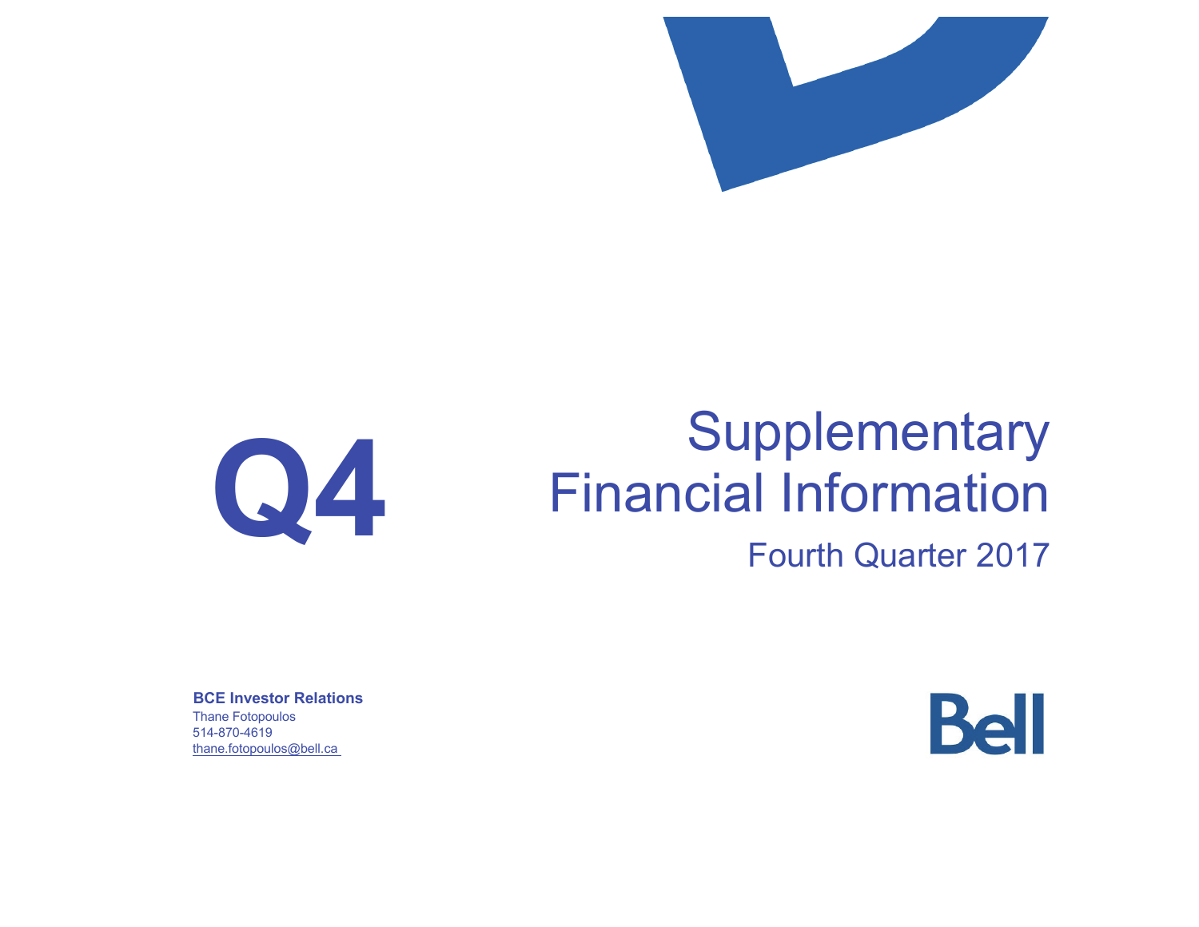# Q4

# Supplementary Financial Information

## Fourth Quarter 2017

**BCE Investor Relations**
Thane Fotopoulos
514-870-4619
thane.fotopoulos@bell.ca

Bell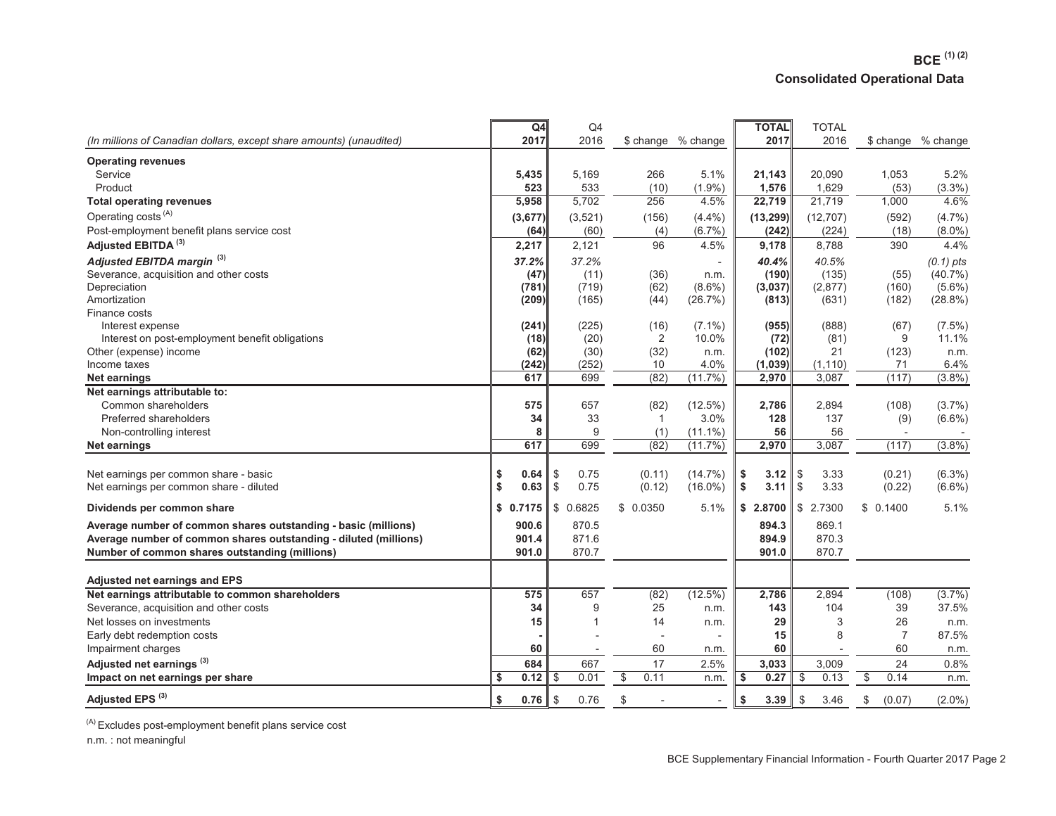# BCE [(1) (2)]

## Consolidated Operational Data

| (In millions of Canadian dollars, except share amounts) (unaudited) | Q4 2017 | Q4 2016 | $ change | % change | TOTAL 2017 | TOTAL 2016 | $ change | % change |
|---|---|---|---|---|---|---|---|---|
| **Operating revenues** | | | | | | | | |
| Service | **5,435** | 5,169 | 266 | 5.1% | **21,143** | 20,090 | 1,053 | 5.2% |
| Product | **523** | 533 | (10) | (1.9%) | **1,576** | 1,629 | (53) | (3.3%) |
| **Total operating revenues** | **5,958** | 5,702 | 256 | 4.5% | **22,719** | 21,719 | 1,000 | 4.6% |
| Operating costs [(A)] | **(3,677)** | (3,521) | (156) | (4.4%) | **(13,299)** | (12,707) | (592) | (4.7%) |
| Post-employment benefit plans service cost | **(64)** | (60) | (4) | (6.7%) | **(242)** | (224) | (18) | (8.0%) |
| **Adjusted EBITDA [(3)]** | **2,217** | 2,121 | 96 | 4.5% | **9,178** | 8,788 | 390 | 4.4% |
| ***Adjusted EBITDA margin [(3)]*** | ***37.2%*** | *37.2%* | | - | ***40.4%*** | *40.5%* | | *(0.1) pts* |
| Severance, acquisition and other costs | **(47)** | (11) | (36) | n.m. | **(190)** | (135) | (55) | (40.7%) |
| Depreciation | **(781)** | (719) | (62) | (8.6%) | **(3,037)** | (2,877) | (160) | (5.6%) |
| Amortization | **(209)** | (165) | (44) | (26.7%) | **(813)** | (631) | (182) | (28.8%) |
| Finance costs | | | | | | | | |
| Interest expense | **(241)** | (225) | (16) | (7.1%) | **(955)** | (888) | (67) | (7.5%) |
| Interest on post-employment benefit obligations | **(18)** | (20) | 2 | 10.0% | **(72)** | (81) | 9 | 11.1% |
| Other (expense) income | **(62)** | (30) | (32) | n.m. | **(102)** | 21 | (123) | n.m. |
| Income taxes | **(242)** | (252) | 10 | 4.0% | **(1,039)** | (1,110) | 71 | 6.4% |
| **Net earnings** | **617** | 699 | (82) | (11.7%) | **2,970** | 3,087 | (117) | (3.8%) |
| **Net earnings attributable to:** | | | | | | | | |
| Common shareholders | **575** | 657 | (82) | (12.5%) | **2,786** | 2,894 | (108) | (3.7%) |
| Preferred shareholders | **34** | 33 | 1 | 3.0% | **128** | 137 | (9) | (6.6%) |
| Non-controlling interest | **8** | 9 | (1) | (11.1%) | **56** | 56 | - | - |
| **Net earnings** | **617** | 699 | (82) | (11.7%) | **2,970** | 3,087 | (117) | (3.8%) |
| Net earnings per common share - basic | **$ 0.64** | $ 0.75 | (0.11) | (14.7%) | **$ 3.12** | $ 3.33 | (0.21) | (6.3%) |
| Net earnings per common share - diluted | **$ 0.63** | $ 0.75 | (0.12) | (16.0%) | **$ 3.11** | $ 3.33 | (0.22) | (6.6%) |
| **Dividends per common share** | **$ 0.7175** | $ 0.6825 | $ 0.0350 | 5.1% | **$ 2.8700** | $ 2.7300 | $ 0.1400 | 5.1% |
| **Average number of common shares outstanding - basic (millions)** | **900.6** | 870.5 | | | **894.3** | 869.1 | | |
| **Average number of common shares outstanding - diluted (millions)** | **901.4** | 871.6 | | | **894.9** | 870.3 | | |
| **Number of common shares outstanding (millions)** | **901.0** | 870.7 | | | **901.0** | 870.7 | | |
| **Adjusted net earnings and EPS** | | | | | | | | |
| **Net earnings attributable to common shareholders** | **575** | 657 | (82) | (12.5%) | **2,786** | 2,894 | (108) | (3.7%) |
| Severance, acquisition and other costs | **34** | 9 | 25 | n.m. | **143** | 104 | 39 | 37.5% |
| Net losses on investments | **15** | 1 | 14 | n.m. | **29** | 3 | 26 | n.m. |
| Early debt redemption costs | **-** | - | - | - | **15** | 8 | 7 | 87.5% |
| Impairment charges | **60** | - | 60 | n.m. | **60** | - | 60 | n.m. |
| **Adjusted net earnings [(3)]** | **684** | 667 | 17 | 2.5% | **3,033** | 3,009 | 24 | 0.8% |
| **Impact on net earnings per share** | **$ 0.12** | $ 0.01 | $ 0.11 | n.m. | **$ 0.27** | $ 0.13 | $ 0.14 | n.m. |
| **Adjusted EPS [(3)]** | **$ 0.76** | $ 0.76 | $ - | - | **$ 3.39** | $ 3.46 | $ (0.07) | (2.0%) |

[(A)] Excludes post-employment benefit plans service cost

n.m. : not meaningful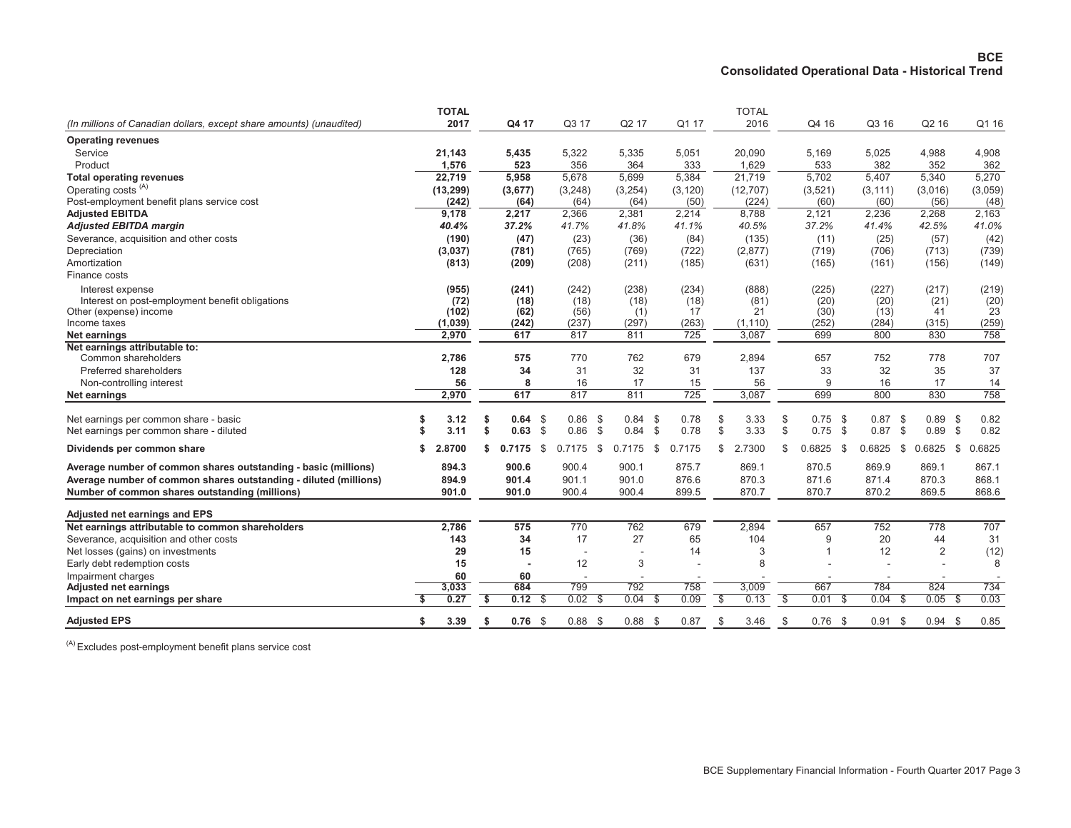**BCE**
**Consolidated Operational Data - Historical Trend**

| *(In millions of Canadian dollars, except share amounts) (unaudited)* | **TOTAL 2017** | **Q4 17** | Q3 17 | Q2 17 | Q1 17 | TOTAL 2016 | Q4 16 | Q3 16 | Q2 16 | Q1 16 |
|---|---|---|---|---|---|---|---|---|---|---|
| **Operating revenues** | | | | | | | | | | |
| Service | **21,143** | **5,435** | 5,322 | 5,335 | 5,051 | 20,090 | 5,169 | 5,025 | 4,988 | 4,908 |
| Product | **1,576** | **523** | 356 | 364 | 333 | 1,629 | 533 | 382 | 352 | 362 |
| **Total operating revenues** | **22,719** | **5,958** | 5,678 | 5,699 | 5,384 | 21,719 | 5,702 | 5,407 | 5,340 | 5,270 |
| Operating costs [(A)] | **(13,299)** | **(3,677)** | (3,248) | (3,254) | (3,120) | (12,707) | (3,521) | (3,111) | (3,016) | (3,059) |
| Post-employment benefit plans service cost | **(242)** | **(64)** | (64) | (64) | (50) | (224) | (60) | (60) | (56) | (48) |
| **Adjusted EBITDA** | **9,178** | **2,217** | 2,366 | 2,381 | 2,214 | 8,788 | 2,121 | 2,236 | 2,268 | 2,163 |
| ***Adjusted EBITDA margin*** | ***40.4%*** | ***37.2%*** | *41.7%* | *41.8%* | *41.1%* | *40.5%* | *37.2%* | *41.4%* | *42.5%* | *41.0%* |
| Severance, acquisition and other costs | **(190)** | **(47)** | (23) | (36) | (84) | (135) | (11) | (25) | (57) | (42) |
| Depreciation | **(3,037)** | **(781)** | (765) | (769) | (722) | (2,877) | (719) | (706) | (713) | (739) |
| Amortization | **(813)** | **(209)** | (208) | (211) | (185) | (631) | (165) | (161) | (156) | (149) |
| Finance costs | | | | | | | | | | |
| Interest expense | **(955)** | **(241)** | (242) | (238) | (234) | (888) | (225) | (227) | (217) | (219) |
| Interest on post-employment benefit obligations | **(72)** | **(18)** | (18) | (18) | (18) | (81) | (20) | (20) | (21) | (20) |
| Other (expense) income | **(102)** | **(62)** | (56) | (1) | 17 | 21 | (30) | (13) | 41 | 23 |
| Income taxes | **(1,039)** | **(242)** | (237) | (297) | (263) | (1,110) | (252) | (284) | (315) | (259) |
| **Net earnings** | **2,970** | **617** | 817 | 811 | 725 | 3,087 | 699 | 800 | 830 | 758 |
| **Net earnings attributable to:** | | | | | | | | | | |
| Common shareholders | **2,786** | **575** | 770 | 762 | 679 | 2,894 | 657 | 752 | 778 | 707 |
| Preferred shareholders | **128** | **34** | 31 | 32 | 31 | 137 | 33 | 32 | 35 | 37 |
| Non-controlling interest | **56** | **8** | 16 | 17 | 15 | 56 | 9 | 16 | 17 | 14 |
| **Net earnings** | **2,970** | **617** | 817 | 811 | 725 | 3,087 | 699 | 800 | 830 | 758 |
| Net earnings per common share - basic | **$ 3.12** | **$ 0.64** | $ 0.86 | $ 0.84 | $ 0.78 | $ 3.33 | $ 0.75 | $ 0.87 | $ 0.89 | $ 0.82 |
| Net earnings per common share - diluted | **$ 3.11** | **$ 0.63** | $ 0.86 | $ 0.84 | $ 0.78 | $ 3.33 | $ 0.75 | $ 0.87 | $ 0.89 | $ 0.82 |
| **Dividends per common share** | **$ 2.8700** | **$ 0.7175** | $ 0.7175 | $ 0.7175 | $ 0.7175 | $ 2.7300 | $ 0.6825 | $ 0.6825 | $ 0.6825 | $ 0.6825 |
| **Average number of common shares outstanding - basic (millions)** | **894.3** | **900.6** | 900.4 | 900.1 | 875.7 | 869.1 | 870.5 | 869.9 | 869.1 | 867.1 |
| **Average number of common shares outstanding - diluted (millions)** | **894.9** | **901.4** | 901.1 | 901.0 | 876.6 | 870.3 | 871.6 | 871.4 | 870.3 | 868.1 |
| **Number of common shares outstanding (millions)** | **901.0** | **901.0** | 900.4 | 900.4 | 899.5 | 870.7 | 870.7 | 870.2 | 869.5 | 868.6 |
| **Adjusted net earnings and EPS** | | | | | | | | | | |
| **Net earnings attributable to common shareholders** | **2,786** | **575** | 770 | 762 | 679 | 2,894 | 657 | 752 | 778 | 707 |
| Severance, acquisition and other costs | **143** | **34** | 17 | 27 | 65 | 104 | 9 | 20 | 44 | 31 |
| Net losses (gains) on investments | **29** | **15** | - | - | 14 | 3 | 1 | 12 | 2 | (12) |
| Early debt redemption costs | **15** | **-** | 12 | 3 | - | 8 | - | - | - | 8 |
| Impairment charges | **60** | **60** | - | - | - | - | - | - | - | - |
| **Adjusted net earnings** | **3,033** | **684** | 799 | 792 | 758 | 3,009 | 667 | 784 | 824 | 734 |
| **Impact on net earnings per share** | **$ 0.27** | **$ 0.12** | $ 0.02 | $ 0.04 | $ 0.09 | $ 0.13 | $ 0.01 | $ 0.04 | $ 0.05 | $ 0.03 |
| **Adjusted EPS** | **$ 3.39** | **$ 0.76** | $ 0.88 | $ 0.88 | $ 0.87 | $ 3.46 | $ 0.76 | $ 0.91 | $ 0.94 | $ 0.85 |

(A) Excludes post-employment benefit plans service cost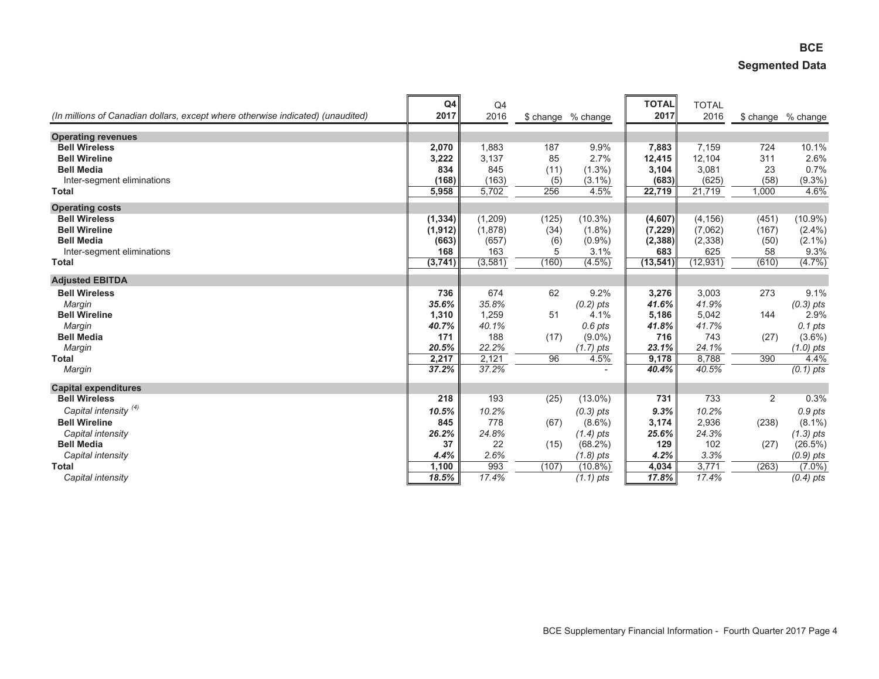# BCE

## Segmented Data

| (In millions of Canadian dollars, except where otherwise indicated) (unaudited) | Q4 2017 | Q4 2016 | $ change | % change | TOTAL 2017 | TOTAL 2016 | $ change | % change |
|---|---|---|---|---|---|---|---|---|
| **Operating revenues** | | | | | | | | |
| **Bell Wireless** | **2,070** | 1,883 | 187 | 9.9% | **7,883** | 7,159 | 724 | 10.1% |
| **Bell Wireline** | **3,222** | 3,137 | 85 | 2.7% | **12,415** | 12,104 | 311 | 2.6% |
| **Bell Media** | **834** | 845 | (11) | (1.3%) | **3,104** | 3,081 | 23 | 0.7% |
| Inter-segment eliminations | **(168)** | (163) | (5) | (3.1%) | **(683)** | (625) | (58) | (9.3%) |
| **Total** | **5,958** | 5,702 | 256 | 4.5% | **22,719** | 21,719 | 1,000 | 4.6% |
| **Operating costs** | | | | | | | | |
| **Bell Wireless** | **(1,334)** | (1,209) | (125) | (10.3%) | **(4,607)** | (4,156) | (451) | (10.9%) |
| **Bell Wireline** | **(1,912)** | (1,878) | (34) | (1.8%) | **(7,229)** | (7,062) | (167) | (2.4%) |
| **Bell Media** | **(663)** | (657) | (6) | (0.9%) | **(2,388)** | (2,338) | (50) | (2.1%) |
| Inter-segment eliminations | **168** | 163 | 5 | 3.1% | **683** | 625 | 58 | 9.3% |
| **Total** | **(3,741)** | (3,581) | (160) | (4.5%) | **(13,541)** | (12,931) | (610) | (4.7%) |
| **Adjusted EBITDA** | | | | | | | | |
| **Bell Wireless** | **736** | 674 | 62 | 9.2% | **3,276** | 3,003 | 273 | 9.1% |
| *Margin* | ***35.6%*** | *35.8%* | | *(0.2) pts* | ***41.6%*** | *41.9%* | | *(0.3) pts* |
| **Bell Wireline** | **1,310** | 1,259 | 51 | 4.1% | **5,186** | 5,042 | 144 | 2.9% |
| *Margin* | ***40.7%*** | *40.1%* | | *0.6 pts* | ***41.8%*** | *41.7%* | | *0.1 pts* |
| **Bell Media** | **171** | 188 | (17) | (9.0%) | **716** | 743 | (27) | (3.6%) |
| *Margin* | ***20.5%*** | *22.2%* | | *(1.7) pts* | ***23.1%*** | *24.1%* | | *(1.0) pts* |
| **Total** | **2,217** | 2,121 | 96 | 4.5% | **9,178** | 8,788 | 390 | 4.4% |
| *Margin* | ***37.2%*** | *37.2%* | | - | ***40.4%*** | *40.5%* | | *(0.1) pts* |
| **Capital expenditures** | | | | | | | | |
| **Bell Wireless** | **218** | 193 | (25) | (13.0%) | **731** | 733 | 2 | 0.3% |
| *Capital intensity (4)* | ***10.5%*** | *10.2%* | | *(0.3) pts* | ***9.3%*** | *10.2%* | | *0.9 pts* |
| **Bell Wireline** | **845** | 778 | (67) | (8.6%) | **3,174** | 2,936 | (238) | (8.1%) |
| *Capital intensity* | ***26.2%*** | *24.8%* | | *(1.4) pts* | ***25.6%*** | *24.3%* | | *(1.3) pts* |
| **Bell Media** | **37** | 22 | (15) | (68.2%) | **129** | 102 | (27) | (26.5%) |
| *Capital intensity* | ***4.4%*** | *2.6%* | | *(1.8) pts* | ***4.2%*** | *3.3%* | | *(0.9) pts* |
| **Total** | **1,100** | 993 | (107) | (10.8%) | **4,034** | 3,771 | (263) | (7.0%) |
| *Capital intensity* | ***18.5%*** | *17.4%* | | *(1.1) pts* | ***17.8%*** | *17.4%* | | *(0.4) pts* |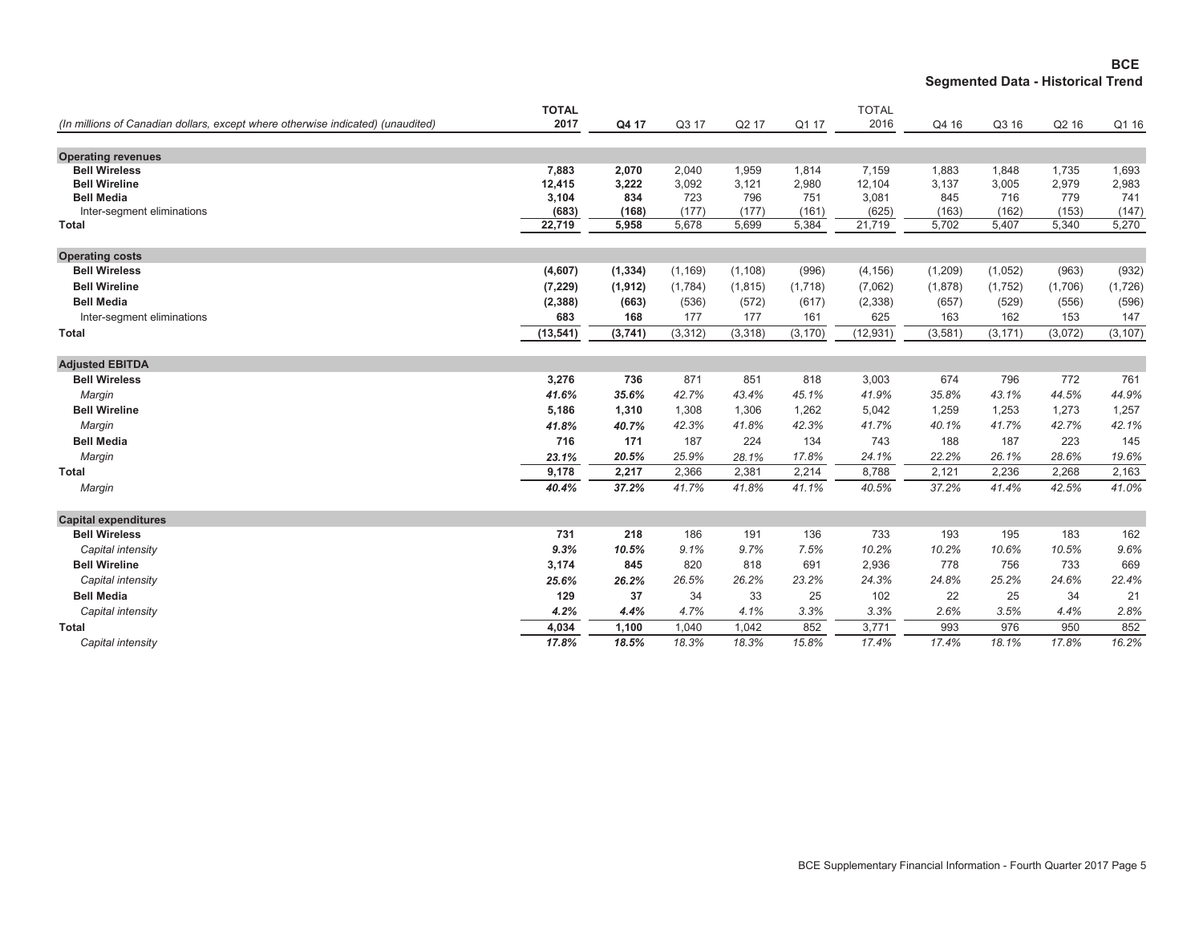# BCE
## Segmented Data - Historical Trend

| (In millions of Canadian dollars, except where otherwise indicated) (unaudited) | TOTAL 2017 | Q4 17 | Q3 17 | Q2 17 | Q1 17 | TOTAL 2016 | Q4 16 | Q3 16 | Q2 16 | Q1 16 |
|---|---|---|---|---|---|---|---|---|---|---|
| **Operating revenues** | | | | | | | | | | |
| **Bell Wireless** | **7,883** | **2,070** | 2,040 | 1,959 | 1,814 | 7,159 | 1,883 | 1,848 | 1,735 | 1,693 |
| **Bell Wireline** | **12,415** | **3,222** | 3,092 | 3,121 | 2,980 | 12,104 | 3,137 | 3,005 | 2,979 | 2,983 |
| **Bell Media** | **3,104** | **834** | 723 | 796 | 751 | 3,081 | 845 | 716 | 779 | 741 |
| Inter-segment eliminations | **(683)** | **(168)** | (177) | (177) | (161) | (625) | (163) | (162) | (153) | (147) |
| **Total** | **22,719** | **5,958** | 5,678 | 5,699 | 5,384 | 21,719 | 5,702 | 5,407 | 5,340 | 5,270 |
| **Operating costs** | | | | | | | | | | |
| **Bell Wireless** | **(4,607)** | **(1,334)** | (1,169) | (1,108) | (996) | (4,156) | (1,209) | (1,052) | (963) | (932) |
| **Bell Wireline** | **(7,229)** | **(1,912)** | (1,784) | (1,815) | (1,718) | (7,062) | (1,878) | (1,752) | (1,706) | (1,726) |
| **Bell Media** | **(2,388)** | **(663)** | (536) | (572) | (617) | (2,338) | (657) | (529) | (556) | (596) |
| Inter-segment eliminations | **683** | **168** | 177 | 177 | 161 | 625 | 163 | 162 | 153 | 147 |
| **Total** | **(13,541)** | **(3,741)** | (3,312) | (3,318) | (3,170) | (12,931) | (3,581) | (3,171) | (3,072) | (3,107) |
| **Adjusted EBITDA** | | | | | | | | | | |
| **Bell Wireless** | **3,276** | **736** | 871 | 851 | 818 | 3,003 | 674 | 796 | 772 | 761 |
| *Margin* | ***41.6%*** | ***35.6%*** | *42.7%* | *43.4%* | *45.1%* | *41.9%* | *35.8%* | *43.1%* | *44.5%* | *44.9%* |
| **Bell Wireline** | **5,186** | **1,310** | 1,308 | 1,306 | 1,262 | 5,042 | 1,259 | 1,253 | 1,273 | 1,257 |
| *Margin* | ***41.8%*** | ***40.7%*** | *42.3%* | *41.8%* | *42.3%* | *41.7%* | *40.1%* | *41.7%* | *42.7%* | *42.1%* |
| **Bell Media** | **716** | **171** | 187 | 224 | 134 | 743 | 188 | 187 | 223 | 145 |
| *Margin* | ***23.1%*** | ***20.5%*** | *25.9%* | *28.1%* | *17.8%* | *24.1%* | *22.2%* | *26.1%* | *28.6%* | *19.6%* |
| **Total** | **9,178** | **2,217** | 2,366 | 2,381 | 2,214 | 8,788 | 2,121 | 2,236 | 2,268 | 2,163 |
| *Margin* | ***40.4%*** | ***37.2%*** | *41.7%* | *41.8%* | *41.1%* | *40.5%* | *37.2%* | *41.4%* | *42.5%* | *41.0%* |
| **Capital expenditures** | | | | | | | | | | |
| **Bell Wireless** | **731** | **218** | 186 | 191 | 136 | 733 | 193 | 195 | 183 | 162 |
| *Capital intensity* | ***9.3%*** | ***10.5%*** | *9.1%* | *9.7%* | *7.5%* | *10.2%* | *10.2%* | *10.6%* | *10.5%* | *9.6%* |
| **Bell Wireline** | **3,174** | **845** | 820 | 818 | 691 | 2,936 | 778 | 756 | 733 | 669 |
| *Capital intensity* | ***25.6%*** | ***26.2%*** | *26.5%* | *26.2%* | *23.2%* | *24.3%* | *24.8%* | *25.2%* | *24.6%* | *22.4%* |
| **Bell Media** | **129** | **37** | 34 | 33 | 25 | 102 | 22 | 25 | 34 | 21 |
| *Capital intensity* | ***4.2%*** | ***4.4%*** | *4.7%* | *4.1%* | *3.3%* | *3.3%* | *2.6%* | *3.5%* | *4.4%* | *2.8%* |
| **Total** | **4,034** | **1,100** | 1,040 | 1,042 | 852 | 3,771 | 993 | 976 | 950 | 852 |
| *Capital intensity* | ***17.8%*** | ***18.5%*** | *18.3%* | *18.3%* | *15.8%* | *17.4%* | *17.4%* | *18.1%* | *17.8%* | *16.2%* |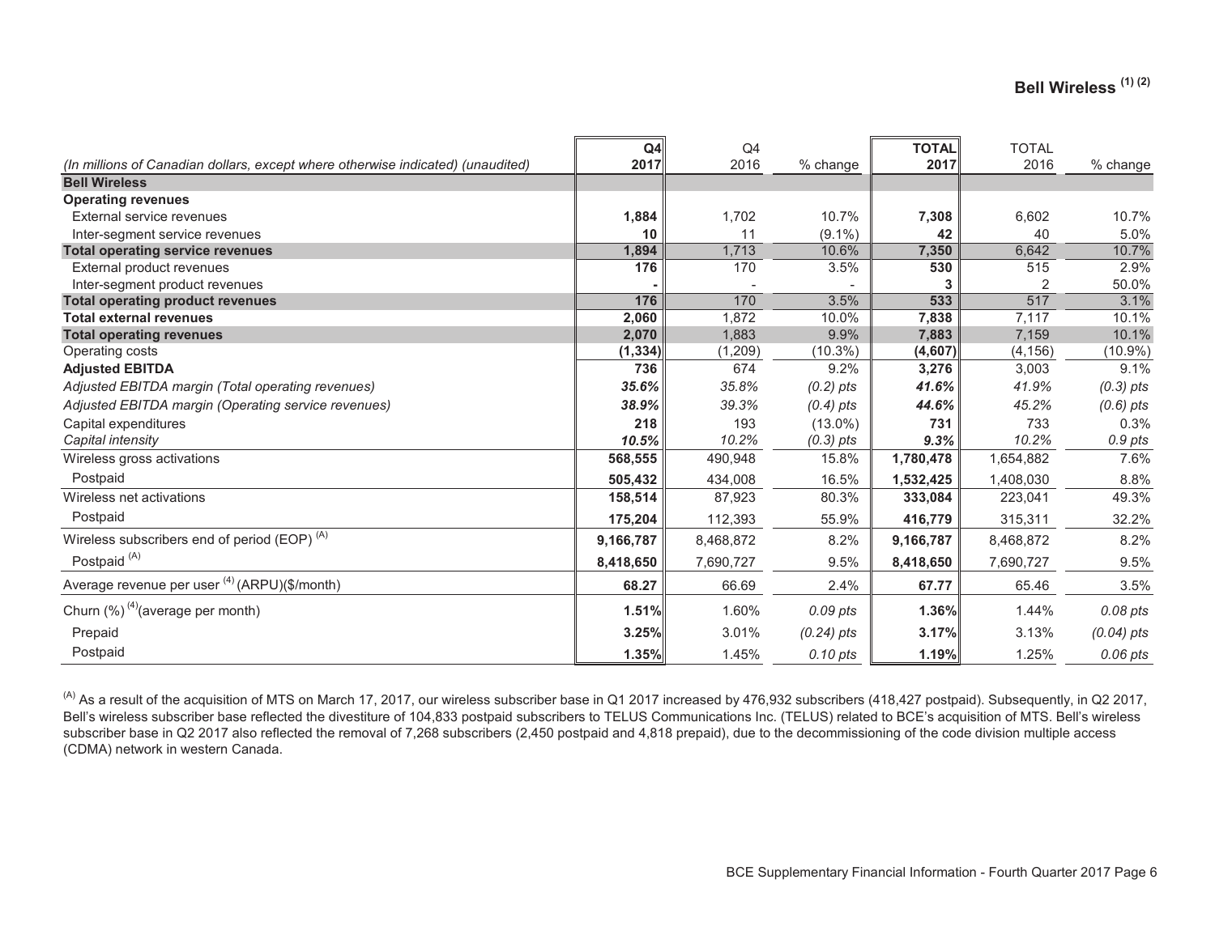## Bell Wireless [1] [2]

| (In millions of Canadian dollars, except where otherwise indicated) (unaudited) | Q4 2017 | Q4 2016 | % change | TOTAL 2017 | TOTAL 2016 | % change |
|---|---|---|---|---|---|---|
| **Bell Wireless** | | | | | | |
| **Operating revenues** | | | | | | |
| External service revenues | **1,884** | 1,702 | 10.7% | **7,308** | 6,602 | 10.7% |
| Inter-segment service revenues | **10** | 11 | (9.1%) | **42** | 40 | 5.0% |
| **Total operating service revenues** | **1,894** | 1,713 | 10.6% | **7,350** | 6,642 | 10.7% |
| External product revenues | **176** | 170 | 3.5% | **530** | 515 | 2.9% |
| Inter-segment product revenues | **-** | - | - | **3** | 2 | 50.0% |
| **Total operating product revenues** | **176** | 170 | 3.5% | **533** | 517 | 3.1% |
| **Total external revenues** | **2,060** | 1,872 | 10.0% | **7,838** | 7,117 | 10.1% |
| **Total operating revenues** | **2,070** | 1,883 | 9.9% | **7,883** | 7,159 | 10.1% |
| Operating costs | **(1,334)** | (1,209) | (10.3%) | **(4,607)** | (4,156) | (10.9%) |
| **Adjusted EBITDA** | **736** | 674 | 9.2% | **3,276** | 3,003 | 9.1% |
| *Adjusted EBITDA margin (Total operating revenues)* | ***35.6%*** | *35.8%* | *(0.2) pts* | ***41.6%*** | *41.9%* | *(0.3) pts* |
| *Adjusted EBITDA margin (Operating service revenues)* | ***38.9%*** | *39.3%* | *(0.4) pts* | ***44.6%*** | *45.2%* | *(0.6) pts* |
| Capital expenditures | **218** | 193 | (13.0%) | **731** | 733 | 0.3% |
| *Capital intensity* | ***10.5%*** | *10.2%* | *(0.3) pts* | ***9.3%*** | *10.2%* | *0.9 pts* |
| Wireless gross activations | **568,555** | 490,948 | 15.8% | **1,780,478** | 1,654,882 | 7.6% |
| Postpaid | **505,432** | 434,008 | 16.5% | **1,532,425** | 1,408,030 | 8.8% |
| Wireless net activations | **158,514** | 87,923 | 80.3% | **333,084** | 223,041 | 49.3% |
| Postpaid | **175,204** | 112,393 | 55.9% | **416,779** | 315,311 | 32.2% |
| Wireless subscribers end of period (EOP) [A] | **9,166,787** | 8,468,872 | 8.2% | **9,166,787** | 8,468,872 | 8.2% |
| Postpaid [A] | **8,418,650** | 7,690,727 | 9.5% | **8,418,650** | 7,690,727 | 9.5% |
| Average revenue per user [4] (ARPU)($/month) | **68.27** | 66.69 | 2.4% | **67.77** | 65.46 | 3.5% |
| Churn (%) [4] (average per month) | **1.51%** | 1.60% | *0.09 pts* | **1.36%** | 1.44% | *0.08 pts* |
| Prepaid | **3.25%** | 3.01% | *(0.24) pts* | **3.17%** | 3.13% | *(0.04) pts* |
| Postpaid | **1.35%** | 1.45% | *0.10 pts* | **1.19%** | 1.25% | *0.06 pts* |

[A] As a result of the acquisition of MTS on March 17, 2017, our wireless subscriber base in Q1 2017 increased by 476,932 subscribers (418,427 postpaid). Subsequently, in Q2 2017, Bell's wireless subscriber base reflected the divestiture of 104,833 postpaid subscribers to TELUS Communications Inc. (TELUS) related to BCE's acquisition of MTS. Bell's wireless subscriber base in Q2 2017 also reflected the removal of 7,268 subscribers (2,450 postpaid and 4,818 prepaid), due to the decommissioning of the code division multiple access (CDMA) network in western Canada.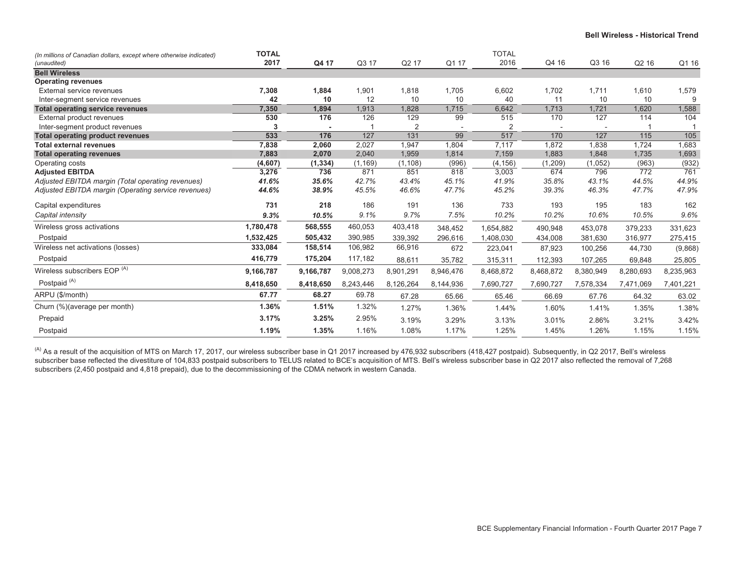## Bell Wireless - Historical Trend

| *(In millions of Canadian dollars, except where otherwise indicated)* *(unaudited)* | **TOTAL 2017** | **Q4 17** | Q3 17 | Q2 17 | Q1 17 | TOTAL 2016 | Q4 16 | Q3 16 | Q2 16 | Q1 16 |
|---|---|---|---|---|---|---|---|---|---|---|
| **Bell Wireless** | | | | | | | | | | |
| **Operating revenues** | | | | | | | | | | |
| External service revenues | **7,308** | **1,884** | 1,901 | 1,818 | 1,705 | 6,602 | 1,702 | 1,711 | 1,610 | 1,579 |
| Inter-segment service revenues | **42** | **10** | 12 | 10 | 10 | 40 | 11 | 10 | 10 | 9 |
| **Total operating service revenues** | **7,350** | **1,894** | 1,913 | 1,828 | 1,715 | 6,642 | 1,713 | 1,721 | 1,620 | 1,588 |
| External product revenues | **530** | **176** | 126 | 129 | 99 | 515 | 170 | 127 | 114 | 104 |
| Inter-segment product revenues | **3** | **-** | 1 | 2 | - | 2 | - | - | 1 | 1 |
| **Total operating product revenues** | **533** | **176** | 127 | 131 | 99 | 517 | 170 | 127 | 115 | 105 |
| **Total external revenues** | **7,838** | **2,060** | 2,027 | 1,947 | 1,804 | 7,117 | 1,872 | 1,838 | 1,724 | 1,683 |
| **Total operating revenues** | **7,883** | **2,070** | 2,040 | 1,959 | 1,814 | 7,159 | 1,883 | 1,848 | 1,735 | 1,693 |
| Operating costs | **(4,607)** | **(1,334)** | (1,169) | (1,108) | (996) | (4,156) | (1,209) | (1,052) | (963) | (932) |
| **Adjusted EBITDA** | **3,276** | **736** | 871 | 851 | 818 | 3,003 | 674 | 796 | 772 | 761 |
| *Adjusted EBITDA margin (Total operating revenues)* | ***41.6%*** | ***35.6%*** | *42.7%* | *43.4%* | *45.1%* | *41.9%* | *35.8%* | *43.1%* | *44.5%* | *44.9%* |
| *Adjusted EBITDA margin (Operating service revenues)* | ***44.6%*** | ***38.9%*** | *45.5%* | *46.6%* | *47.7%* | *45.2%* | *39.3%* | *46.3%* | *47.7%* | *47.9%* |
| Capital expenditures | **731** | **218** | 186 | 191 | 136 | 733 | 193 | 195 | 183 | 162 |
| *Capital intensity* | ***9.3%*** | ***10.5%*** | *9.1%* | *9.7%* | *7.5%* | *10.2%* | *10.2%* | *10.6%* | *10.5%* | *9.6%* |
| Wireless gross activations | **1,780,478** | **568,555** | 460,053 | 403,418 | 348,452 | 1,654,882 | 490,948 | 453,078 | 379,233 | 331,623 |
| Postpaid | **1,532,425** | **505,432** | 390,985 | 339,392 | 296,616 | 1,408,030 | 434,008 | 381,630 | 316,977 | 275,415 |
| Wireless net activations (losses) | **333,084** | **158,514** | 106,982 | 66,916 | 672 | 223,041 | 87,923 | 100,256 | 44,730 | (9,868) |
| Postpaid | **416,779** | **175,204** | 117,182 | 88,611 | 35,782 | 315,311 | 112,393 | 107,265 | 69,848 | 25,805 |
| Wireless subscribers EOP [(A)] | **9,166,787** | **9,166,787** | 9,008,273 | 8,901,291 | 8,946,476 | 8,468,872 | 8,468,872 | 8,380,949 | 8,280,693 | 8,235,963 |
| Postpaid [(A)] | **8,418,650** | **8,418,650** | 8,243,446 | 8,126,264 | 8,144,936 | 7,690,727 | 7,690,727 | 7,578,334 | 7,471,069 | 7,401,221 |
| ARPU ($/month) | **67.77** | **68.27** | 69.78 | 67.28 | 65.66 | 65.46 | 66.69 | 67.76 | 64.32 | 63.02 |
| Churn (%)(average per month) | **1.36%** | **1.51%** | 1.32% | 1.27% | 1.36% | 1.44% | 1.60% | 1.41% | 1.35% | 1.38% |
| Prepaid | **3.17%** | **3.25%** | 2.95% | 3.19% | 3.29% | 3.13% | 3.01% | 2.86% | 3.21% | 3.42% |
| Postpaid | **1.19%** | **1.35%** | 1.16% | 1.08% | 1.17% | 1.25% | 1.45% | 1.26% | 1.15% | 1.15% |

[(A)] As a result of the acquisition of MTS on March 17, 2017, our wireless subscriber base in Q1 2017 increased by 476,932 subscribers (418,427 postpaid). Subsequently, in Q2 2017, Bell's wireless subscriber base reflected the divestiture of 104,833 postpaid subscribers to TELUS related to BCE's acquisition of MTS. Bell's wireless subscriber base in Q2 2017 also reflected the removal of 7,268 subscribers (2,450 postpaid and 4,818 prepaid), due to the decommissioning of the CDMA network in western Canada.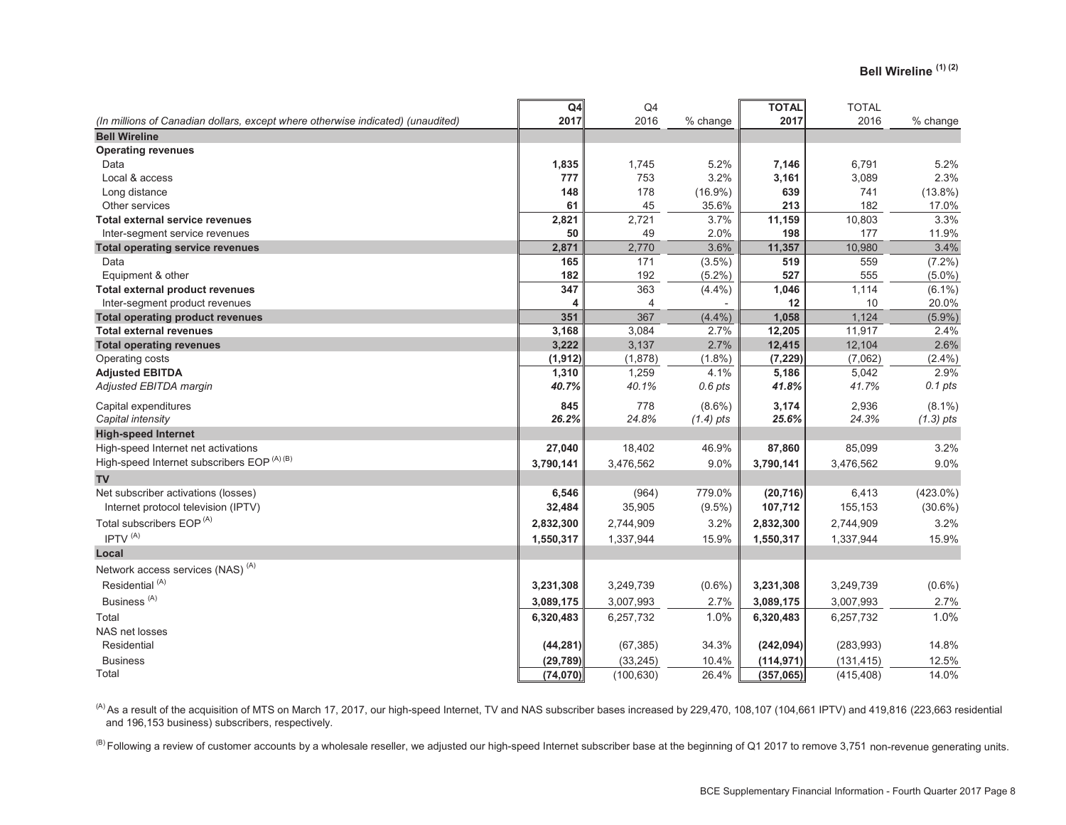## Bell Wireline [(1) (2)]

| (In millions of Canadian dollars, except where otherwise indicated) (unaudited) | Q4 2017 | Q4 2016 | % change | TOTAL 2017 | TOTAL 2016 | % change |
|---|---|---|---|---|---|---|
| **Bell Wireline** | | | | | | |
| **Operating revenues** | | | | | | |
| Data | **1,835** | 1,745 | 5.2% | **7,146** | 6,791 | 5.2% |
| Local & access | **777** | 753 | 3.2% | **3,161** | 3,089 | 2.3% |
| Long distance | **148** | 178 | (16.9%) | **639** | 741 | (13.8%) |
| Other services | **61** | 45 | 35.6% | **213** | 182 | 17.0% |
| **Total external service revenues** | **2,821** | 2,721 | 3.7% | **11,159** | 10,803 | 3.3% |
| Inter-segment service revenues | **50** | 49 | 2.0% | **198** | 177 | 11.9% |
| **Total operating service revenues** | **2,871** | 2,770 | 3.6% | **11,357** | 10,980 | 3.4% |
| Data | **165** | 171 | (3.5%) | **519** | 559 | (7.2%) |
| Equipment & other | **182** | 192 | (5.2%) | **527** | 555 | (5.0%) |
| **Total external product revenues** | **347** | 363 | (4.4%) | **1,046** | 1,114 | (6.1%) |
| Inter-segment product revenues | **4** | 4 | - | **12** | 10 | 20.0% |
| **Total operating product revenues** | **351** | 367 | (4.4%) | **1,058** | 1,124 | (5.9%) |
| **Total external revenues** | **3,168** | 3,084 | 2.7% | **12,205** | 11,917 | 2.4% |
| **Total operating revenues** | **3,222** | 3,137 | 2.7% | **12,415** | 12,104 | 2.6% |
| Operating costs | **(1,912)** | (1,878) | (1.8%) | **(7,229)** | (7,062) | (2.4%) |
| **Adjusted EBITDA** | **1,310** | 1,259 | 4.1% | **5,186** | 5,042 | 2.9% |
| *Adjusted EBITDA margin* | ***40.7%*** | *40.1%* | *0.6 pts* | ***41.8%*** | *41.7%* | *0.1 pts* |
| Capital expenditures | **845** | 778 | (8.6%) | **3,174** | 2,936 | (8.1%) |
| *Capital intensity* | ***26.2%*** | *24.8%* | *(1.4) pts* | ***25.6%*** | *24.3%* | *(1.3) pts* |
| **High-speed Internet** | | | | | | |
| High-speed Internet net activations | **27,040** | 18,402 | 46.9% | **87,860** | 85,099 | 3.2% |
| High-speed Internet subscribers EOP [(A) (B)] | **3,790,141** | 3,476,562 | 9.0% | **3,790,141** | 3,476,562 | 9.0% |
| **TV** | | | | | | |
| Net subscriber activations (losses) | **6,546** | (964) | 779.0% | **(20,716)** | 6,413 | (423.0%) |
| Internet protocol television (IPTV) | **32,484** | 35,905 | (9.5%) | **107,712** | 155,153 | (30.6%) |
| Total subscribers EOP [(A)] | **2,832,300** | 2,744,909 | 3.2% | **2,832,300** | 2,744,909 | 3.2% |
| IPTV [(A)] | **1,550,317** | 1,337,944 | 15.9% | **1,550,317** | 1,337,944 | 15.9% |
| **Local** | | | | | | |
| Network access services (NAS) [(A)] | | | | | | |
| Residential [(A)] | **3,231,308** | 3,249,739 | (0.6%) | **3,231,308** | 3,249,739 | (0.6%) |
| Business [(A)] | **3,089,175** | 3,007,993 | 2.7% | **3,089,175** | 3,007,993 | 2.7% |
| Total | **6,320,483** | 6,257,732 | 1.0% | **6,320,483** | 6,257,732 | 1.0% |
| NAS net losses | | | | | | |
| Residential | **(44,281)** | (67,385) | 34.3% | **(242,094)** | (283,993) | 14.8% |
| Business | **(29,789)** | (33,245) | 10.4% | **(114,971)** | (131,415) | 12.5% |
| Total | **(74,070)** | (100,630) | 26.4% | **(357,065)** | (415,408) | 14.0% |

[(A)] As a result of the acquisition of MTS on March 17, 2017, our high-speed Internet, TV and NAS subscriber bases increased by 229,470, 108,107 (104,661 IPTV) and 419,816 (223,663 residential and 196,153 business) subscribers, respectively.

[(B)] Following a review of customer accounts by a wholesale reseller, we adjusted our high-speed Internet subscriber base at the beginning of Q1 2017 to remove 3,751 non-revenue generating units.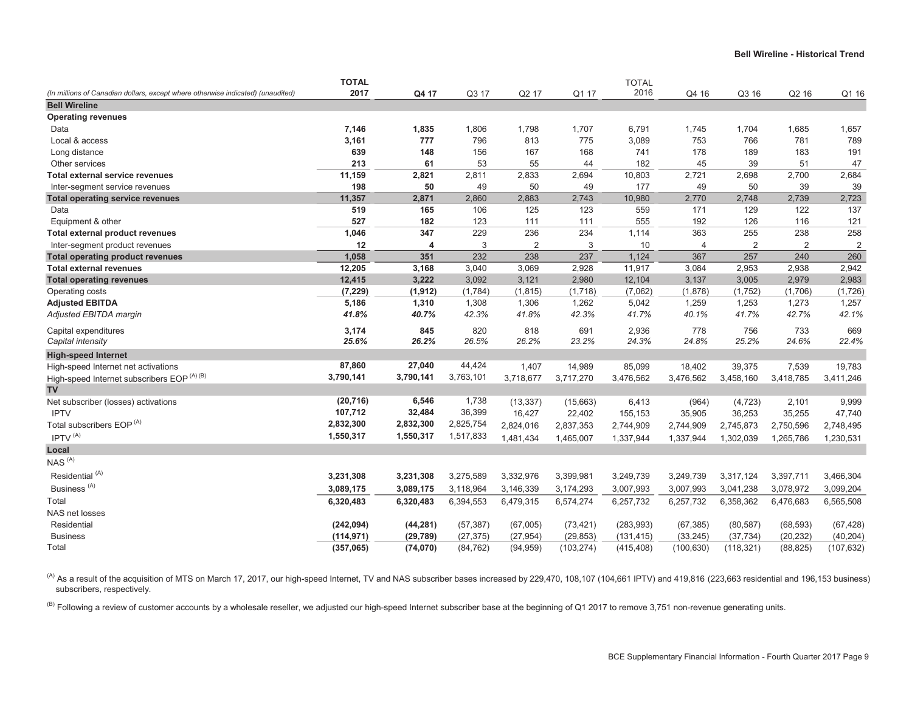## Bell Wireline - Historical Trend

| (In millions of Canadian dollars, except where otherwise indicated) (unaudited) | TOTAL 2017 | Q4 17 | Q3 17 | Q2 17 | Q1 17 | TOTAL 2016 | Q4 16 | Q3 16 | Q2 16 | Q1 16 |
|---|---|---|---|---|---|---|---|---|---|---|
| **Bell Wireline** | | | | | | | | | | |
| **Operating revenues** | | | | | | | | | | |
| Data | **7,146** | **1,835** | 1,806 | 1,798 | 1,707 | 6,791 | 1,745 | 1,704 | 1,685 | 1,657 |
| Local & access | **3,161** | **777** | 796 | 813 | 775 | 3,089 | 753 | 766 | 781 | 789 |
| Long distance | **639** | **148** | 156 | 167 | 168 | 741 | 178 | 189 | 183 | 191 |
| Other services | **213** | **61** | 53 | 55 | 44 | 182 | 45 | 39 | 51 | 47 |
| **Total external service revenues** | **11,159** | **2,821** | 2,811 | 2,833 | 2,694 | 10,803 | 2,721 | 2,698 | 2,700 | 2,684 |
| Inter-segment service revenues | **198** | **50** | 49 | 50 | 49 | 177 | 49 | 50 | 39 | 39 |
| **Total operating service revenues** | **11,357** | **2,871** | 2,860 | 2,883 | 2,743 | 10,980 | 2,770 | 2,748 | 2,739 | 2,723 |
| Data | **519** | **165** | 106 | 125 | 123 | 559 | 171 | 129 | 122 | 137 |
| Equipment & other | **527** | **182** | 123 | 111 | 111 | 555 | 192 | 126 | 116 | 121 |
| **Total external product revenues** | **1,046** | **347** | 229 | 236 | 234 | 1,114 | 363 | 255 | 238 | 258 |
| Inter-segment product revenues | **12** | **4** | 3 | 2 | 3 | 10 | 4 | 2 | 2 | 2 |
| **Total operating product revenues** | **1,058** | **351** | 232 | 238 | 237 | 1,124 | 367 | 257 | 240 | 260 |
| **Total external revenues** | **12,205** | **3,168** | 3,040 | 3,069 | 2,928 | 11,917 | 3,084 | 2,953 | 2,938 | 2,942 |
| **Total operating revenues** | **12,415** | **3,222** | 3,092 | 3,121 | 2,980 | 12,104 | 3,137 | 3,005 | 2,979 | 2,983 |
| Operating costs | **(7,229)** | **(1,912)** | (1,784) | (1,815) | (1,718) | (7,062) | (1,878) | (1,752) | (1,706) | (1,726) |
| **Adjusted EBITDA** | **5,186** | **1,310** | 1,308 | 1,306 | 1,262 | 5,042 | 1,259 | 1,253 | 1,273 | 1,257 |
| *Adjusted EBITDA margin* | ***41.8%*** | ***40.7%*** | *42.3%* | *41.8%* | *42.3%* | *41.7%* | *40.1%* | *41.7%* | *42.7%* | *42.1%* |
| Capital expenditures | **3,174** | **845** | 820 | 818 | 691 | 2,936 | 778 | 756 | 733 | 669 |
| *Capital intensity* | ***25.6%*** | ***26.2%*** | *26.5%* | *26.2%* | *23.2%* | *24.3%* | *24.8%* | *25.2%* | *24.6%* | *22.4%* |
| **High-speed Internet** | | | | | | | | | | |
| High-speed Internet net activations | **87,860** | **27,040** | 44,424 | 1,407 | 14,989 | 85,099 | 18,402 | 39,375 | 7,539 | 19,783 |
| High-speed Internet subscribers EOP [(A) (B)] | **3,790,141** | **3,790,141** | 3,763,101 | 3,718,677 | 3,717,270 | 3,476,562 | 3,476,562 | 3,458,160 | 3,418,785 | 3,411,246 |
| **TV** | | | | | | | | | | |
| Net subscriber (losses) activations | **(20,716)** | **6,546** | 1,738 | (13,337) | (15,663) | 6,413 | (964) | (4,723) | 2,101 | 9,999 |
| IPTV | **107,712** | **32,484** | 36,399 | 16,427 | 22,402 | 155,153 | 35,905 | 36,253 | 35,255 | 47,740 |
| Total subscribers EOP [(A)] | **2,832,300** | **2,832,300** | 2,825,754 | 2,824,016 | 2,837,353 | 2,744,909 | 2,744,909 | 2,745,873 | 2,750,596 | 2,748,495 |
| IPTV [(A)] | **1,550,317** | **1,550,317** | 1,517,833 | 1,481,434 | 1,465,007 | 1,337,944 | 1,337,944 | 1,302,039 | 1,265,786 | 1,230,531 |
| **Local** | | | | | | | | | | |
| NAS [(A)] | | | | | | | | | | |
| Residential [(A)] | **3,231,308** | **3,231,308** | 3,275,589 | 3,332,976 | 3,399,981 | 3,249,739 | 3,249,739 | 3,317,124 | 3,397,711 | 3,466,304 |
| Business [(A)] | **3,089,175** | **3,089,175** | 3,118,964 | 3,146,339 | 3,174,293 | 3,007,993 | 3,007,993 | 3,041,238 | 3,078,972 | 3,099,204 |
| Total | **6,320,483** | **6,320,483** | 6,394,553 | 6,479,315 | 6,574,274 | 6,257,732 | 6,257,732 | 6,358,362 | 6,476,683 | 6,565,508 |
| NAS net losses | | | | | | | | | | |
| Residential | **(242,094)** | **(44,281)** | (57,387) | (67,005) | (73,421) | (283,993) | (67,385) | (80,587) | (68,593) | (67,428) |
| Business | **(114,971)** | **(29,789)** | (27,375) | (27,954) | (29,853) | (131,415) | (33,245) | (37,734) | (20,232) | (40,204) |
| Total | **(357,065)** | **(74,070)** | (84,762) | (94,959) | (103,274) | (415,408) | (100,630) | (118,321) | (88,825) | (107,632) |

[(A)] As a result of the acquisition of MTS on March 17, 2017, our high-speed Internet, TV and NAS subscriber bases increased by 229,470, 108,107 (104,661 IPTV) and 419,816 (223,663 residential and 196,153 business) subscribers, respectively.

[(B)] Following a review of customer accounts by a wholesale reseller, we adjusted our high-speed Internet subscriber base at the beginning of Q1 2017 to remove 3,751 non-revenue generating units.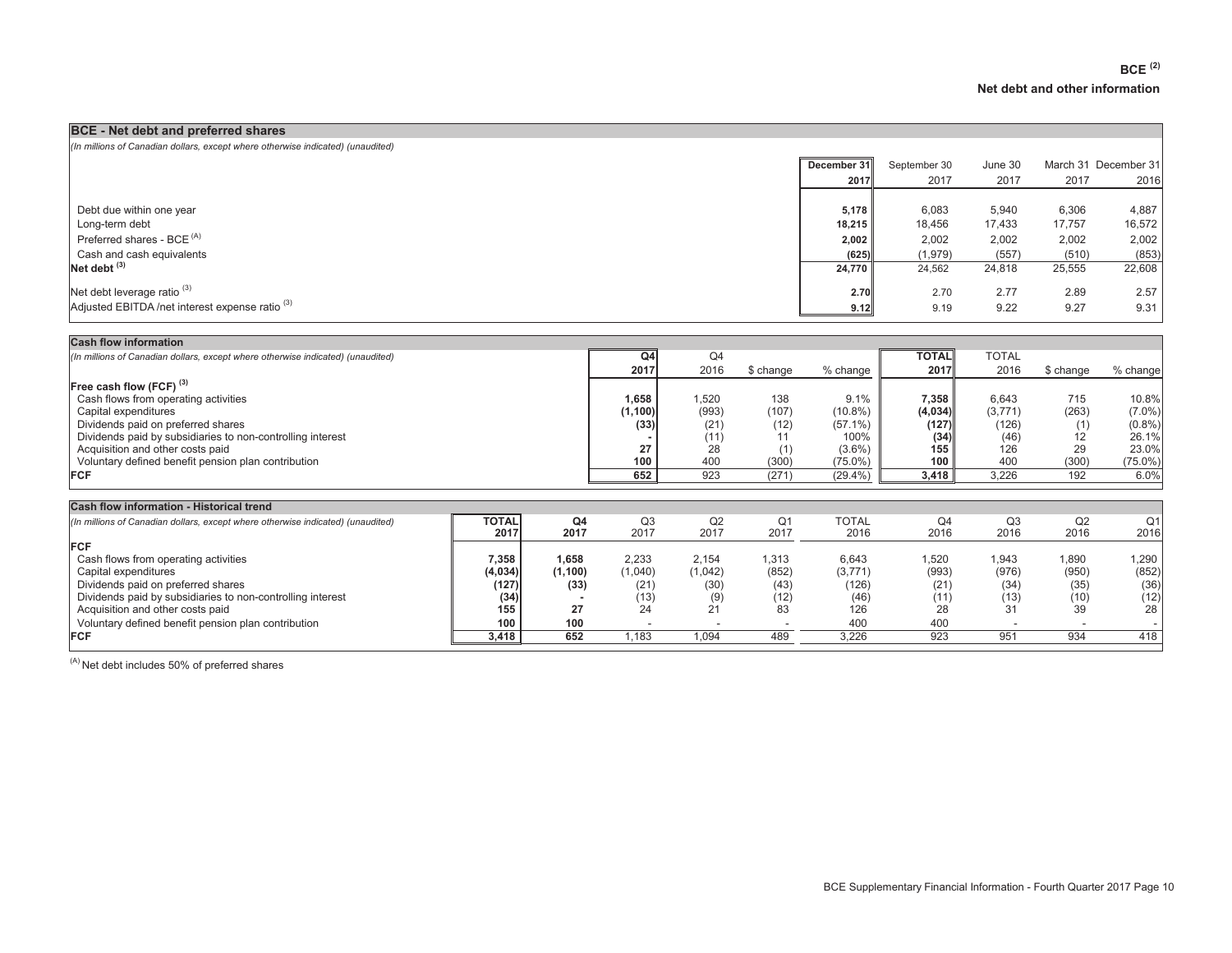# BCE [2]

## Net debt and other information

**BCE - Net debt and preferred shares**

*(In millions of Canadian dollars, except where otherwise indicated) (unaudited)*

| | December 31 2017 | September 30 2017 | June 30 2017 | March 31 2017 | December 31 2016 |
|---|---|---|---|---|---|
| Debt due within one year | **5,178** | 6,083 | 5,940 | 6,306 | 4,887 |
| Long-term debt | **18,215** | 18,456 | 17,433 | 17,757 | 16,572 |
| Preferred shares - BCE [(A)] | **2,002** | 2,002 | 2,002 | 2,002 | 2,002 |
| Cash and cash equivalents | **(625)** | (1,979) | (557) | (510) | (853) |
| **Net debt [(3)]** | **24,770** | 24,562 | 24,818 | 25,555 | 22,608 |
| Net debt leverage ratio [(3)] | **2.70** | 2.70 | 2.77 | 2.89 | 2.57 |
| Adjusted EBITDA /net interest expense ratio [(3)] | **9.12** | 9.19 | 9.22 | 9.27 | 9.31 |

**Cash flow information**

*(In millions of Canadian dollars, except where otherwise indicated) (unaudited)*

| | Q4 2017 | Q4 2016 | $ change | % change | TOTAL 2017 | TOTAL 2016 | $ change | % change |
|---|---|---|---|---|---|---|---|---|
| **Free cash flow (FCF) [(3)]** | | | | | | | | |
| Cash flows from operating activities | **1,658** | 1,520 | 138 | 9.1% | **7,358** | 6,643 | 715 | 10.8% |
| Capital expenditures | **(1,100)** | (993) | (107) | (10.8%) | **(4,034)** | (3,771) | (263) | (7.0%) |
| Dividends paid on preferred shares | **(33)** | (21) | (12) | (57.1%) | **(127)** | (126) | (1) | (0.8%) |
| Dividends paid by subsidiaries to non-controlling interest | **-** | (11) | 11 | 100% | **(34)** | (46) | 12 | 26.1% |
| Acquisition and other costs paid | **27** | 28 | (1) | (3.6%) | **155** | 126 | 29 | 23.0% |
| Voluntary defined benefit pension plan contribution | **100** | 400 | (300) | (75.0%) | **100** | 400 | (300) | (75.0%) |
| **FCF** | **652** | 923 | (271) | (29.4%) | **3,418** | 3,226 | 192 | 6.0% |

**Cash flow information - Historical trend**

*(In millions of Canadian dollars, except where otherwise indicated) (unaudited)*

| | TOTAL 2017 | Q4 2017 | Q3 2017 | Q2 2017 | Q1 2017 | TOTAL 2016 | Q4 2016 | Q3 2016 | Q2 2016 | Q1 2016 |
|---|---|---|---|---|---|---|---|---|---|---|
| **FCF** | | | | | | | | | | |
| Cash flows from operating activities | **7,358** | **1,658** | 2,233 | 2,154 | 1,313 | 6,643 | 1,520 | 1,943 | 1,890 | 1,290 |
| Capital expenditures | **(4,034)** | **(1,100)** | (1,040) | (1,042) | (852) | (3,771) | (993) | (976) | (950) | (852) |
| Dividends paid on preferred shares | **(127)** | **(33)** | (21) | (30) | (43) | (126) | (21) | (34) | (35) | (36) |
| Dividends paid by subsidiaries to non-controlling interest | **(34)** | **-** | (13) | (9) | (12) | (46) | (11) | (13) | (10) | (12) |
| Acquisition and other costs paid | **155** | **27** | 24 | 21 | 83 | 126 | 28 | 31 | 39 | 28 |
| Voluntary defined benefit pension plan contribution | **100** | **100** | - | - | - | 400 | 400 | - | - | - |
| **FCF** | **3,418** | **652** | 1,183 | 1,094 | 489 | 3,226 | 923 | 951 | 934 | 418 |

[(A)] Net debt includes 50% of preferred shares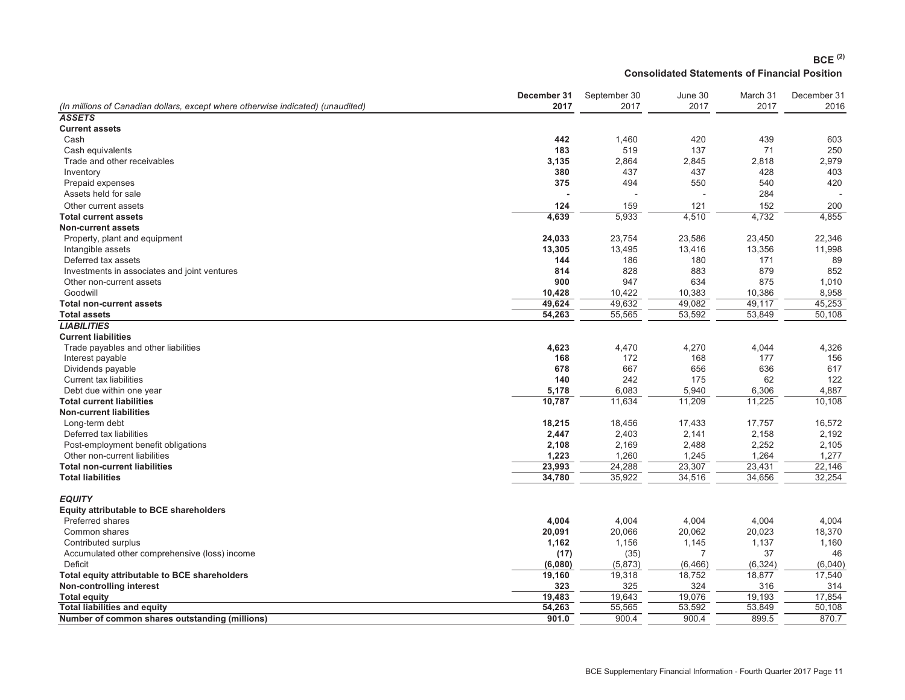## BCE [2]

### Consolidated Statements of Financial Position

| (In millions of Canadian dollars, except where otherwise indicated) (unaudited) | December 31 2017 | September 30 2017 | June 30 2017 | March 31 2017 | December 31 2016 |
|---|---|---|---|---|---|
| ***ASSETS*** | | | | | |
| **Current assets** | | | | | |
| Cash | **442** | 1,460 | 420 | 439 | 603 |
| Cash equivalents | **183** | 519 | 137 | 71 | 250 |
| Trade and other receivables | **3,135** | 2,864 | 2,845 | 2,818 | 2,979 |
| Inventory | **380** | 437 | 437 | 428 | 403 |
| Prepaid expenses | **375** | 494 | 550 | 540 | 420 |
| Assets held for sale | **-** | - | - | 284 | - |
| Other current assets | **124** | 159 | 121 | 152 | 200 |
| **Total current assets** | **4,639** | 5,933 | 4,510 | 4,732 | 4,855 |
| **Non-current assets** | | | | | |
| Property, plant and equipment | **24,033** | 23,754 | 23,586 | 23,450 | 22,346 |
| Intangible assets | **13,305** | 13,495 | 13,416 | 13,356 | 11,998 |
| Deferred tax assets | **144** | 186 | 180 | 171 | 89 |
| Investments in associates and joint ventures | **814** | 828 | 883 | 879 | 852 |
| Other non-current assets | **900** | 947 | 634 | 875 | 1,010 |
| Goodwill | **10,428** | 10,422 | 10,383 | 10,386 | 8,958 |
| **Total non-current assets** | **49,624** | 49,632 | 49,082 | 49,117 | 45,253 |
| **Total assets** | **54,263** | 55,565 | 53,592 | 53,849 | 50,108 |
| ***LIABILITIES*** | | | | | |
| **Current liabilities** | | | | | |
| Trade payables and other liabilities | **4,623** | 4,470 | 4,270 | 4,044 | 4,326 |
| Interest payable | **168** | 172 | 168 | 177 | 156 |
| Dividends payable | **678** | 667 | 656 | 636 | 617 |
| Current tax liabilities | **140** | 242 | 175 | 62 | 122 |
| Debt due within one year | **5,178** | 6,083 | 5,940 | 6,306 | 4,887 |
| **Total current liabilities** | **10,787** | 11,634 | 11,209 | 11,225 | 10,108 |
| **Non-current liabilities** | | | | | |
| Long-term debt | **18,215** | 18,456 | 17,433 | 17,757 | 16,572 |
| Deferred tax liabilities | **2,447** | 2,403 | 2,141 | 2,158 | 2,192 |
| Post-employment benefit obligations | **2,108** | 2,169 | 2,488 | 2,252 | 2,105 |
| Other non-current liabilities | **1,223** | 1,260 | 1,245 | 1,264 | 1,277 |
| **Total non-current liabilities** | **23,993** | 24,288 | 23,307 | 23,431 | 22,146 |
| **Total liabilities** | **34,780** | 35,922 | 34,516 | 34,656 | 32,254 |
| ***EQUITY*** | | | | | |
| **Equity attributable to BCE shareholders** | | | | | |
| Preferred shares | **4,004** | 4,004 | 4,004 | 4,004 | 4,004 |
| Common shares | **20,091** | 20,066 | 20,062 | 20,023 | 18,370 |
| Contributed surplus | **1,162** | 1,156 | 1,145 | 1,137 | 1,160 |
| Accumulated other comprehensive (loss) income | **(17)** | (35) | 7 | 37 | 46 |
| Deficit | **(6,080)** | (5,873) | (6,466) | (6,324) | (6,040) |
| **Total equity attributable to BCE shareholders** | **19,160** | 19,318 | 18,752 | 18,877 | 17,540 |
| **Non-controlling interest** | **323** | 325 | 324 | 316 | 314 |
| **Total equity** | **19,483** | 19,643 | 19,076 | 19,193 | 17,854 |
| **Total liabilities and equity** | **54,263** | 55,565 | 53,592 | 53,849 | 50,108 |
| **Number of common shares outstanding (millions)** | **901.0** | 900.4 | 900.4 | 899.5 | 870.7 |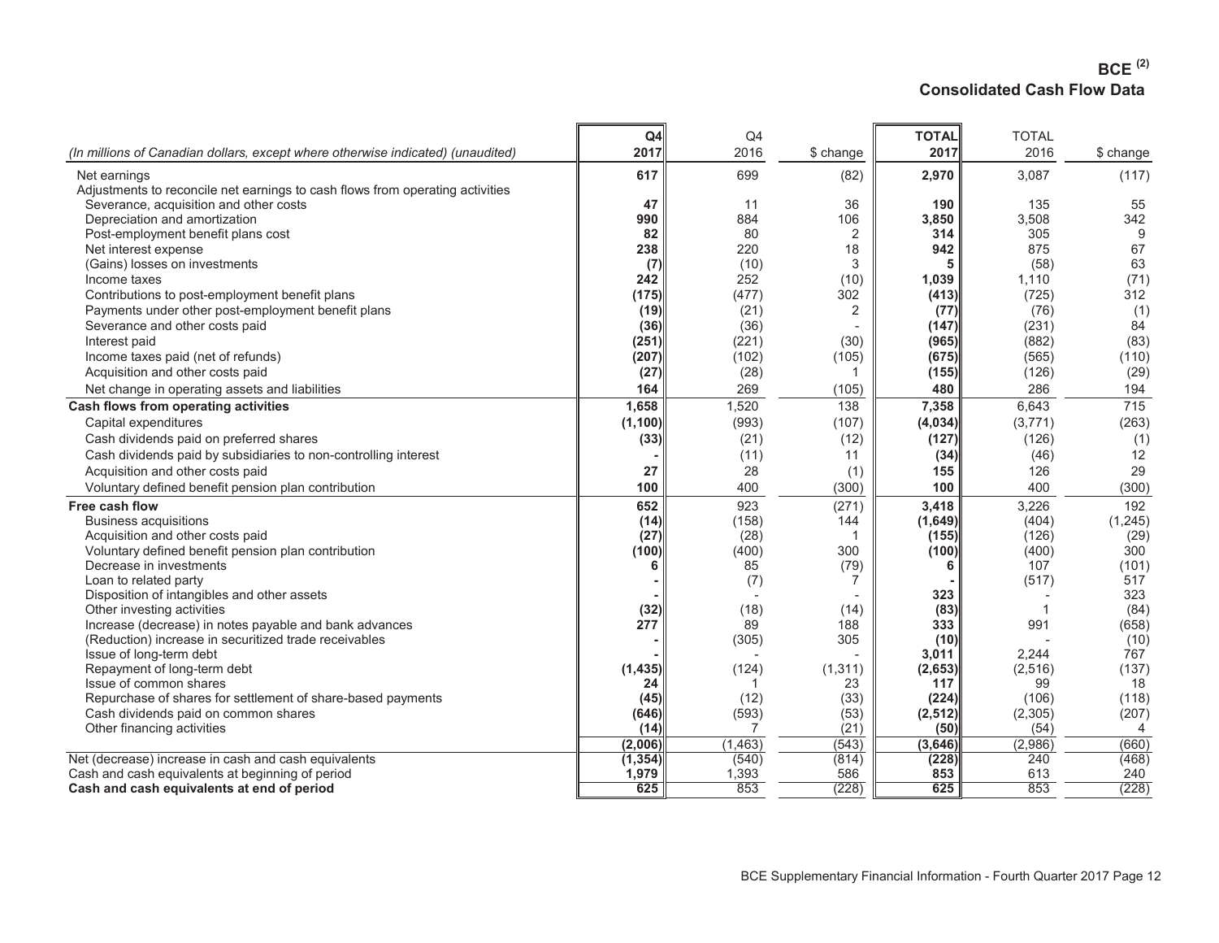# BCE [2]

## Consolidated Cash Flow Data

| (In millions of Canadian dollars, except where otherwise indicated) (unaudited) | Q4 2017 | Q4 2016 | $ change | TOTAL 2017 | TOTAL 2016 | $ change |
|---|---|---|---|---|---|---|
| Net earnings | **617** | 699 | (82) | **2,970** | 3,087 | (117) |
| Adjustments to reconcile net earnings to cash flows from operating activities | | | | | | |
| Severance, acquisition and other costs | **47** | 11 | 36 | **190** | 135 | 55 |
| Depreciation and amortization | **990** | 884 | 106 | **3,850** | 3,508 | 342 |
| Post-employment benefit plans cost | **82** | 80 | 2 | **314** | 305 | 9 |
| Net interest expense | **238** | 220 | 18 | **942** | 875 | 67 |
| (Gains) losses on investments | **(7)** | (10) | 3 | **5** | (58) | 63 |
| Income taxes | **242** | 252 | (10) | **1,039** | 1,110 | (71) |
| Contributions to post-employment benefit plans | **(175)** | (477) | 302 | **(413)** | (725) | 312 |
| Payments under other post-employment benefit plans | **(19)** | (21) | 2 | **(77)** | (76) | (1) |
| Severance and other costs paid | **(36)** | (36) | - | **(147)** | (231) | 84 |
| Interest paid | **(251)** | (221) | (30) | **(965)** | (882) | (83) |
| Income taxes paid (net of refunds) | **(207)** | (102) | (105) | **(675)** | (565) | (110) |
| Acquisition and other costs paid | **(27)** | (28) | 1 | **(155)** | (126) | (29) |
| Net change in operating assets and liabilities | **164** | 269 | (105) | **480** | 286 | 194 |
| **Cash flows from operating activities** | **1,658** | 1,520 | 138 | **7,358** | 6,643 | 715 |
| Capital expenditures | **(1,100)** | (993) | (107) | **(4,034)** | (3,771) | (263) |
| Cash dividends paid on preferred shares | **(33)** | (21) | (12) | **(127)** | (126) | (1) |
| Cash dividends paid by subsidiaries to non-controlling interest | **-** | (11) | 11 | **(34)** | (46) | 12 |
| Acquisition and other costs paid | **27** | 28 | (1) | **155** | 126 | 29 |
| Voluntary defined benefit pension plan contribution | **100** | 400 | (300) | **100** | 400 | (300) |
| **Free cash flow** | **652** | 923 | (271) | **3,418** | 3,226 | 192 |
| Business acquisitions | **(14)** | (158) | 144 | **(1,649)** | (404) | (1,245) |
| Acquisition and other costs paid | **(27)** | (28) | 1 | **(155)** | (126) | (29) |
| Voluntary defined benefit pension plan contribution | **(100)** | (400) | 300 | **(100)** | (400) | 300 |
| Decrease in investments | **6** | 85 | (79) | **6** | 107 | (101) |
| Loan to related party | **-** | (7) | 7 | **-** | (517) | 517 |
| Disposition of intangibles and other assets | **-** | - | - | **323** | - | 323 |
| Other investing activities | **(32)** | (18) | (14) | **(83)** | 1 | (84) |
| Increase (decrease) in notes payable and bank advances | **277** | 89 | 188 | **333** | 991 | (658) |
| (Reduction) increase in securitized trade receivables | **-** | (305) | 305 | **(10)** | - | (10) |
| Issue of long-term debt | **-** | - | - | **3,011** | 2,244 | 767 |
| Repayment of long-term debt | **(1,435)** | (124) | (1,311) | **(2,653)** | (2,516) | (137) |
| Issue of common shares | **24** | 1 | 23 | **117** | 99 | 18 |
| Repurchase of shares for settlement of share-based payments | **(45)** | (12) | (33) | **(224)** | (106) | (118) |
| Cash dividends paid on common shares | **(646)** | (593) | (53) | **(2,512)** | (2,305) | (207) |
| Other financing activities | **(14)** | 7 | (21) | **(50)** | (54) | 4 |
| | **(2,006)** | (1,463) | (543) | **(3,646)** | (2,986) | (660) |
| Net (decrease) increase in cash and cash equivalents | **(1,354)** | (540) | (814) | **(228)** | 240 | (468) |
| Cash and cash equivalents at beginning of period | **1,979** | 1,393 | 586 | **853** | 613 | 240 |
| **Cash and cash equivalents at end of period** | **625** | 853 | (228) | **625** | 853 | (228) |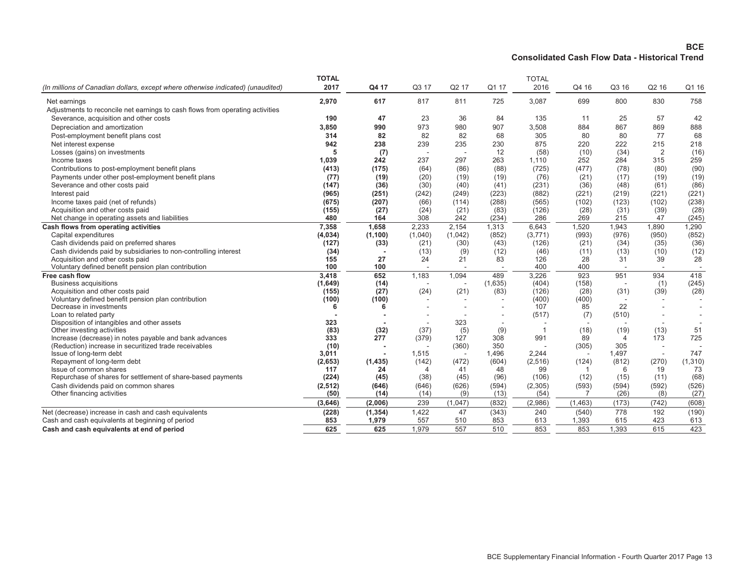# BCE

## Consolidated Cash Flow Data - Historical Trend

| *(In millions of Canadian dollars, except where otherwise indicated) (unaudited)* | **TOTAL 2017** | **Q4 17** | Q3 17 | Q2 17 | Q1 17 | TOTAL 2016 | Q4 16 | Q3 16 | Q2 16 | Q1 16 |
|---|---|---|---|---|---|---|---|---|---|---|
| Net earnings | **2,970** | **617** | 817 | 811 | 725 | 3,087 | 699 | 800 | 830 | 758 |
| Adjustments to reconcile net earnings to cash flows from operating activities | | | | | | | | | | |
| Severance, acquisition and other costs | **190** | **47** | 23 | 36 | 84 | 135 | 11 | 25 | 57 | 42 |
| Depreciation and amortization | **3,850** | **990** | 973 | 980 | 907 | 3,508 | 884 | 867 | 869 | 888 |
| Post-employment benefit plans cost | **314** | **82** | 82 | 82 | 68 | 305 | 80 | 80 | 77 | 68 |
| Net interest expense | **942** | **238** | 239 | 235 | 230 | 875 | 220 | 222 | 215 | 218 |
| Losses (gains) on investments | **5** | **(7)** | - | - | 12 | (58) | (10) | (34) | 2 | (16) |
| Income taxes | **1,039** | **242** | 237 | 297 | 263 | 1,110 | 252 | 284 | 315 | 259 |
| Contributions to post-employment benefit plans | **(413)** | **(175)** | (64) | (86) | (88) | (725) | (477) | (78) | (80) | (90) |
| Payments under other post-employment benefit plans | **(77)** | **(19)** | (20) | (19) | (19) | (76) | (21) | (17) | (19) | (19) |
| Severance and other costs paid | **(147)** | **(36)** | (30) | (40) | (41) | (231) | (36) | (48) | (61) | (86) |
| Interest paid | **(965)** | **(251)** | (242) | (249) | (223) | (882) | (221) | (219) | (221) | (221) |
| Income taxes paid (net of refunds) | **(675)** | **(207)** | (66) | (114) | (288) | (565) | (102) | (123) | (102) | (238) |
| Acquisition and other costs paid | **(155)** | **(27)** | (24) | (21) | (83) | (126) | (28) | (31) | (39) | (28) |
| Net change in operating assets and liabilities | **480** | **164** | 308 | 242 | (234) | 286 | 269 | 215 | 47 | (245) |
| **Cash flows from operating activities** | **7,358** | **1,658** | 2,233 | 2,154 | 1,313 | 6,643 | 1,520 | 1,943 | 1,890 | 1,290 |
| Capital expenditures | **(4,034)** | **(1,100)** | (1,040) | (1,042) | (852) | (3,771) | (993) | (976) | (950) | (852) |
| Cash dividends paid on preferred shares | **(127)** | **(33)** | (21) | (30) | (43) | (126) | (21) | (34) | (35) | (36) |
| Cash dividends paid by subsidiaries to non-controlling interest | **(34)** | **-** | (13) | (9) | (12) | (46) | (11) | (13) | (10) | (12) |
| Acquisition and other costs paid | **155** | **27** | 24 | 21 | 83 | 126 | 28 | 31 | 39 | 28 |
| Voluntary defined benefit pension plan contribution | **100** | **100** | - | - | - | 400 | 400 | - | - | - |
| **Free cash flow** | **3,418** | **652** | 1,183 | 1,094 | 489 | 3,226 | 923 | 951 | 934 | 418 |
| Business acquisitions | **(1,649)** | **(14)** | - | - | (1,635) | (404) | (158) | - | (1) | (245) |
| Acquisition and other costs paid | **(155)** | **(27)** | (24) | (21) | (83) | (126) | (28) | (31) | (39) | (28) |
| Voluntary defined benefit pension plan contribution | **(100)** | **(100)** | - | - | - | (400) | (400) | - | - | - |
| Decrease in investments | **6** | **6** | - | - | - | 107 | 85 | 22 | - | - |
| Loan to related party | **-** | **-** | - | - | - | (517) | (7) | (510) | - | - |
| Disposition of intangibles and other assets | **323** | **-** | - | 323 | - | - | - | - | - | - |
| Other investing activities | **(83)** | **(32)** | (37) | (5) | (9) | 1 | (18) | (19) | (13) | 51 |
| Increase (decrease) in notes payable and bank advances | **333** | **277** | (379) | 127 | 308 | 991 | 89 | 4 | 173 | 725 |
| (Reduction) increase in securitized trade receivables | **(10)** | **-** | - | (360) | 350 | - | (305) | 305 | - | - |
| Issue of long-term debt | **3,011** | **-** | 1,515 | - | 1,496 | 2,244 | - | 1,497 | - | 747 |
| Repayment of long-term debt | **(2,653)** | **(1,435)** | (142) | (472) | (604) | (2,516) | (124) | (812) | (270) | (1,310) |
| Issue of common shares | **117** | **24** | 4 | 41 | 48 | 99 | 1 | 6 | 19 | 73 |
| Repurchase of shares for settlement of share-based payments | **(224)** | **(45)** | (38) | (45) | (96) | (106) | (12) | (15) | (11) | (68) |
| Cash dividends paid on common shares | **(2,512)** | **(646)** | (646) | (626) | (594) | (2,305) | (593) | (594) | (592) | (526) |
| Other financing activities | **(50)** | **(14)** | (14) | (9) | (13) | (54) | 7 | (26) | (8) | (27) |
| | **(3,646)** | **(2,006)** | 239 | (1,047) | (832) | (2,986) | (1,463) | (173) | (742) | (608) |
| Net (decrease) increase in cash and cash equivalents | **(228)** | **(1,354)** | 1,422 | 47 | (343) | 240 | (540) | 778 | 192 | (190) |
| Cash and cash equivalents at beginning of period | **853** | **1,979** | 557 | 510 | 853 | 613 | 1,393 | 615 | 423 | 613 |
| **Cash and cash equivalents at end of period** | **625** | **625** | 1,979 | 557 | 510 | 853 | 853 | 1,393 | 615 | 423 |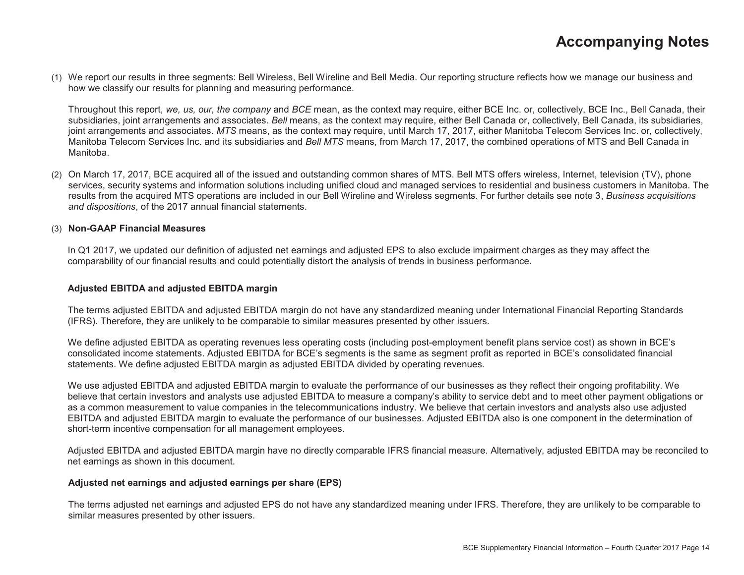# Accompanying Notes

(1) We report our results in three segments: Bell Wireless, Bell Wireline and Bell Media. Our reporting structure reflects how we manage our business and how we classify our results for planning and measuring performance.

Throughout this report, *we, us, our, the company* and *BCE* mean, as the context may require, either BCE Inc. or, collectively, BCE Inc., Bell Canada, their subsidiaries, joint arrangements and associates. *Bell* means, as the context may require, either Bell Canada or, collectively, Bell Canada, its subsidiaries, joint arrangements and associates. *MTS* means, as the context may require, until March 17, 2017, either Manitoba Telecom Services Inc. or, collectively, Manitoba Telecom Services Inc. and its subsidiaries and *Bell MTS* means, from March 17, 2017, the combined operations of MTS and Bell Canada in Manitoba.

(2) On March 17, 2017, BCE acquired all of the issued and outstanding common shares of MTS. Bell MTS offers wireless, Internet, television (TV), phone services, security systems and information solutions including unified cloud and managed services to residential and business customers in Manitoba. The results from the acquired MTS operations are included in our Bell Wireline and Wireless segments. For further details see note 3, *Business acquisitions and dispositions*, of the 2017 annual financial statements.

(3) **Non-GAAP Financial Measures**

In Q1 2017, we updated our definition of adjusted net earnings and adjusted EPS to also exclude impairment charges as they may affect the comparability of our financial results and could potentially distort the analysis of trends in business performance.

**Adjusted EBITDA and adjusted EBITDA margin**

The terms adjusted EBITDA and adjusted EBITDA margin do not have any standardized meaning under International Financial Reporting Standards (IFRS). Therefore, they are unlikely to be comparable to similar measures presented by other issuers.

We define adjusted EBITDA as operating revenues less operating costs (including post-employment benefit plans service cost) as shown in BCE's consolidated income statements. Adjusted EBITDA for BCE's segments is the same as segment profit as reported in BCE's consolidated financial statements. We define adjusted EBITDA margin as adjusted EBITDA divided by operating revenues.

We use adjusted EBITDA and adjusted EBITDA margin to evaluate the performance of our businesses as they reflect their ongoing profitability. We believe that certain investors and analysts use adjusted EBITDA to measure a company's ability to service debt and to meet other payment obligations or as a common measurement to value companies in the telecommunications industry. We believe that certain investors and analysts also use adjusted EBITDA and adjusted EBITDA margin to evaluate the performance of our businesses. Adjusted EBITDA also is one component in the determination of short-term incentive compensation for all management employees.

Adjusted EBITDA and adjusted EBITDA margin have no directly comparable IFRS financial measure. Alternatively, adjusted EBITDA may be reconciled to net earnings as shown in this document.

**Adjusted net earnings and adjusted earnings per share (EPS)**

The terms adjusted net earnings and adjusted EPS do not have any standardized meaning under IFRS. Therefore, they are unlikely to be comparable to similar measures presented by other issuers.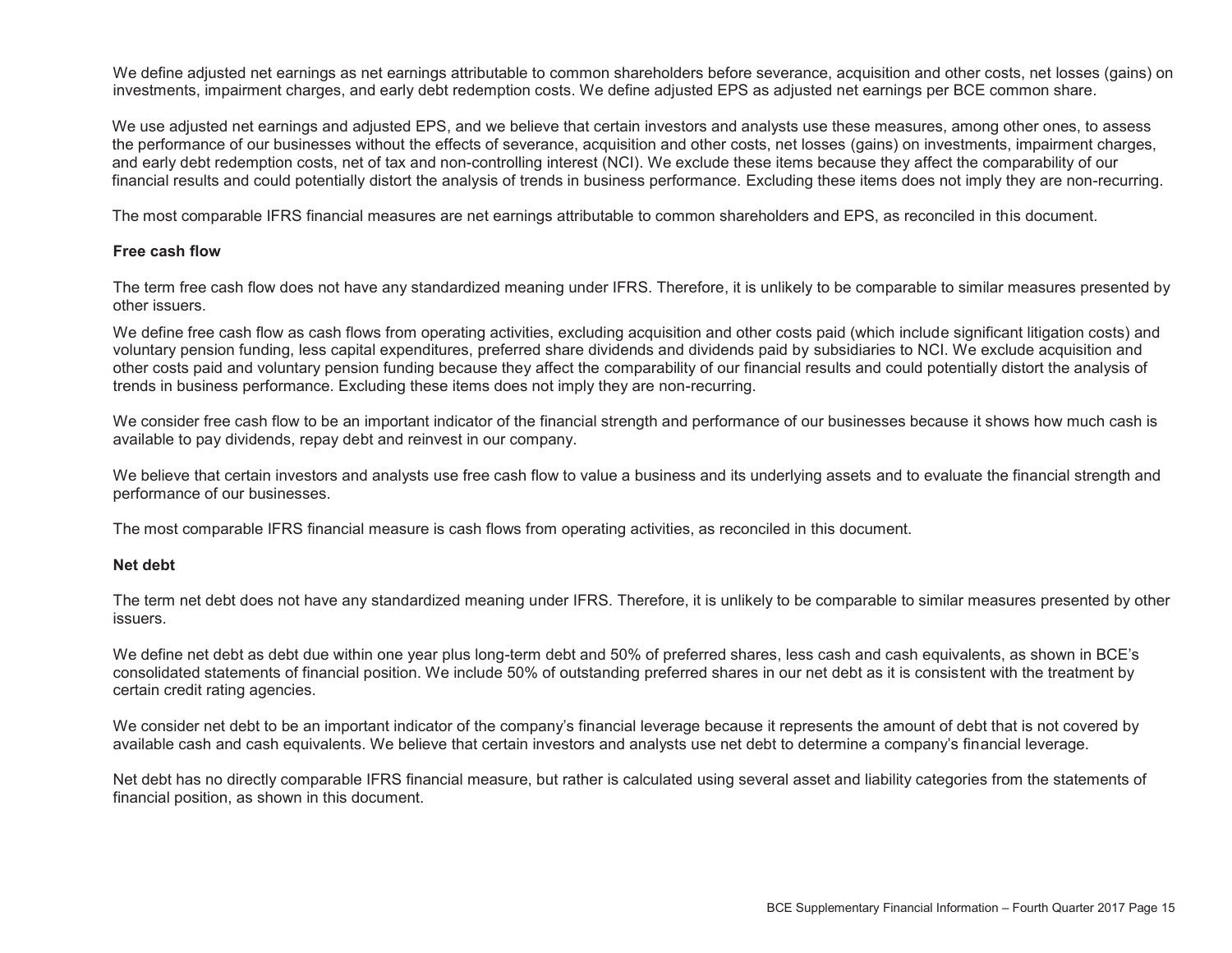We define adjusted net earnings as net earnings attributable to common shareholders before severance, acquisition and other costs, net losses (gains) on investments, impairment charges, and early debt redemption costs. We define adjusted EPS as adjusted net earnings per BCE common share.

We use adjusted net earnings and adjusted EPS, and we believe that certain investors and analysts use these measures, among other ones, to assess the performance of our businesses without the effects of severance, acquisition and other costs, net losses (gains) on investments, impairment charges, and early debt redemption costs, net of tax and non-controlling interest (NCI). We exclude these items because they affect the comparability of our financial results and could potentially distort the analysis of trends in business performance. Excluding these items does not imply they are non-recurring.

The most comparable IFRS financial measures are net earnings attributable to common shareholders and EPS, as reconciled in this document.

**Free cash flow**

The term free cash flow does not have any standardized meaning under IFRS. Therefore, it is unlikely to be comparable to similar measures presented by other issuers.

We define free cash flow as cash flows from operating activities, excluding acquisition and other costs paid (which include significant litigation costs) and voluntary pension funding, less capital expenditures, preferred share dividends and dividends paid by subsidiaries to NCI. We exclude acquisition and other costs paid and voluntary pension funding because they affect the comparability of our financial results and could potentially distort the analysis of trends in business performance. Excluding these items does not imply they are non-recurring.

We consider free cash flow to be an important indicator of the financial strength and performance of our businesses because it shows how much cash is available to pay dividends, repay debt and reinvest in our company.

We believe that certain investors and analysts use free cash flow to value a business and its underlying assets and to evaluate the financial strength and performance of our businesses.

The most comparable IFRS financial measure is cash flows from operating activities, as reconciled in this document.

**Net debt**

The term net debt does not have any standardized meaning under IFRS. Therefore, it is unlikely to be comparable to similar measures presented by other issuers.

We define net debt as debt due within one year plus long-term debt and 50% of preferred shares, less cash and cash equivalents, as shown in BCE's consolidated statements of financial position. We include 50% of outstanding preferred shares in our net debt as it is consistent with the treatment by certain credit rating agencies.

We consider net debt to be an important indicator of the company's financial leverage because it represents the amount of debt that is not covered by available cash and cash equivalents. We believe that certain investors and analysts use net debt to determine a company's financial leverage.

Net debt has no directly comparable IFRS financial measure, but rather is calculated using several asset and liability categories from the statements of financial position, as shown in this document.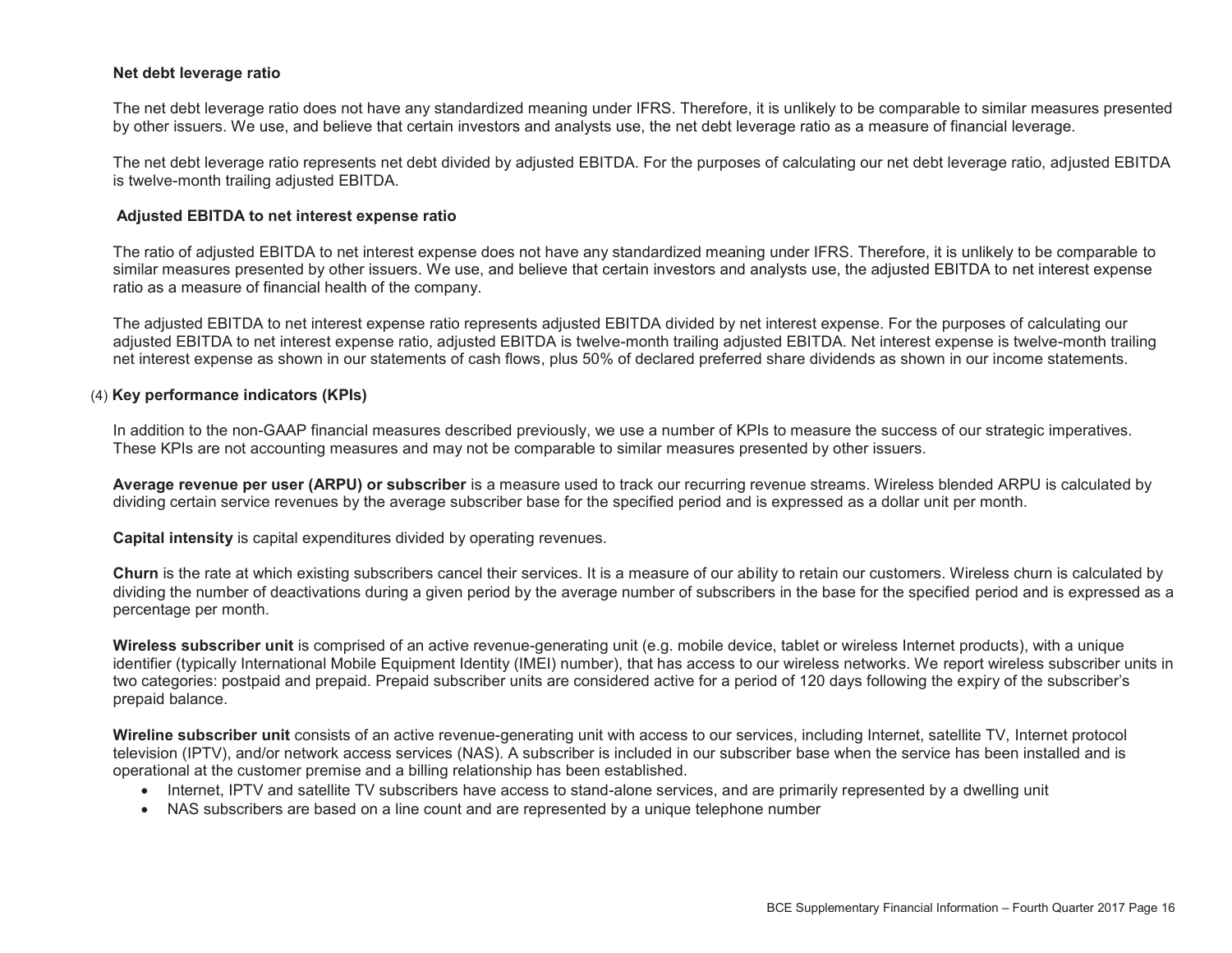**Net debt leverage ratio**

The net debt leverage ratio does not have any standardized meaning under IFRS. Therefore, it is unlikely to be comparable to similar measures presented by other issuers. We use, and believe that certain investors and analysts use, the net debt leverage ratio as a measure of financial leverage.

The net debt leverage ratio represents net debt divided by adjusted EBITDA. For the purposes of calculating our net debt leverage ratio, adjusted EBITDA is twelve-month trailing adjusted EBITDA.

**Adjusted EBITDA to net interest expense ratio**

The ratio of adjusted EBITDA to net interest expense does not have any standardized meaning under IFRS. Therefore, it is unlikely to be comparable to similar measures presented by other issuers. We use, and believe that certain investors and analysts use, the adjusted EBITDA to net interest expense ratio as a measure of financial health of the company.

The adjusted EBITDA to net interest expense ratio represents adjusted EBITDA divided by net interest expense. For the purposes of calculating our adjusted EBITDA to net interest expense ratio, adjusted EBITDA is twelve-month trailing adjusted EBITDA. Net interest expense is twelve-month trailing net interest expense as shown in our statements of cash flows, plus 50% of declared preferred share dividends as shown in our income statements.

(4) **Key performance indicators (KPIs)**

In addition to the non-GAAP financial measures described previously, we use a number of KPIs to measure the success of our strategic imperatives. These KPIs are not accounting measures and may not be comparable to similar measures presented by other issuers.

**Average revenue per user (ARPU) or subscriber** is a measure used to track our recurring revenue streams. Wireless blended ARPU is calculated by dividing certain service revenues by the average subscriber base for the specified period and is expressed as a dollar unit per month.

**Capital intensity** is capital expenditures divided by operating revenues.

**Churn** is the rate at which existing subscribers cancel their services. It is a measure of our ability to retain our customers. Wireless churn is calculated by dividing the number of deactivations during a given period by the average number of subscribers in the base for the specified period and is expressed as a percentage per month.

**Wireless subscriber unit** is comprised of an active revenue-generating unit (e.g. mobile device, tablet or wireless Internet products), with a unique identifier (typically International Mobile Equipment Identity (IMEI) number), that has access to our wireless networks. We report wireless subscriber units in two categories: postpaid and prepaid. Prepaid subscriber units are considered active for a period of 120 days following the expiry of the subscriber's prepaid balance.

**Wireline subscriber unit** consists of an active revenue-generating unit with access to our services, including Internet, satellite TV, Internet protocol television (IPTV), and/or network access services (NAS). A subscriber is included in our subscriber base when the service has been installed and is operational at the customer premise and a billing relationship has been established.

- Internet, IPTV and satellite TV subscribers have access to stand-alone services, and are primarily represented by a dwelling unit
- NAS subscribers are based on a line count and are represented by a unique telephone number